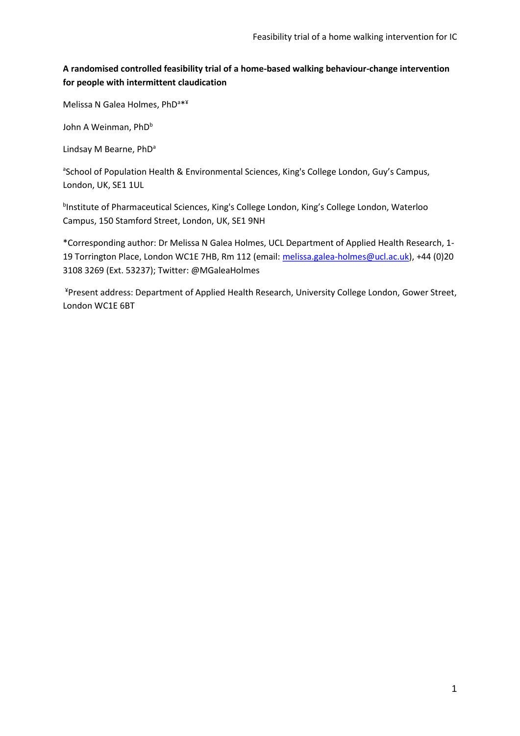**A randomised controlled feasibility trial of a home-based walking behaviour-change intervention for people with intermittent claudication**

Melissa N Galea Holmes, PhD[a*¥]

John A Weinman, PhD[b]

Lindsay M Bearne, PhD[a]

[a]School of Population Health & Environmental Sciences, King's College London, Guy's Campus, London, UK, SE1 1UL

[b]Institute of Pharmaceutical Sciences, King's College London, King's College London, Waterloo Campus, 150 Stamford Street, London, UK, SE1 9NH

*Corresponding author: Dr Melissa N Galea Holmes, UCL Department of Applied Health Research, 1-19 Torrington Place, London WC1E 7HB, Rm 112 (email: melissa.galea-holmes@ucl.ac.uk), +44 (0)20 3108 3269 (Ext. 53237); Twitter: @MGaleaHolmes

[¥]Present address: Department of Applied Health Research, University College London, Gower Street, London WC1E 6BT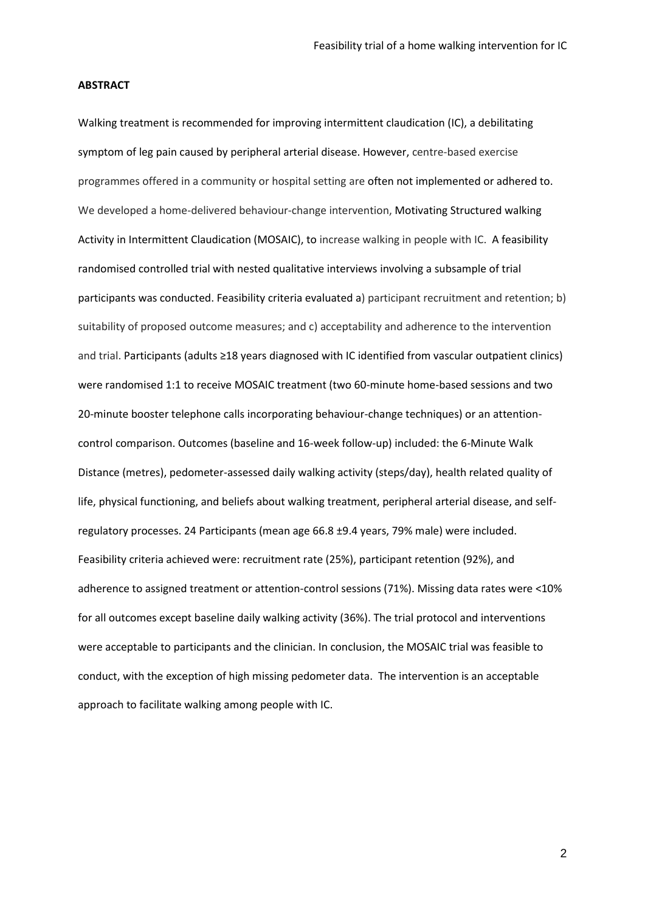**ABSTRACT**

Walking treatment is recommended for improving intermittent claudication (IC), a debilitating symptom of leg pain caused by peripheral arterial disease. However, centre-based exercise programmes offered in a community or hospital setting are often not implemented or adhered to. We developed a home-delivered behaviour-change intervention, Motivating Structured walking Activity in Intermittent Claudication (MOSAIC), to increase walking in people with IC. A feasibility randomised controlled trial with nested qualitative interviews involving a subsample of trial participants was conducted. Feasibility criteria evaluated a) participant recruitment and retention; b) suitability of proposed outcome measures; and c) acceptability and adherence to the intervention and trial. Participants (adults ≥18 years diagnosed with IC identified from vascular outpatient clinics) were randomised 1:1 to receive MOSAIC treatment (two 60-minute home-based sessions and two 20-minute booster telephone calls incorporating behaviour-change techniques) or an attention-control comparison. Outcomes (baseline and 16-week follow-up) included: the 6-Minute Walk Distance (metres), pedometer-assessed daily walking activity (steps/day), health related quality of life, physical functioning, and beliefs about walking treatment, peripheral arterial disease, and self-regulatory processes. 24 Participants (mean age 66.8 ±9.4 years, 79% male) were included. Feasibility criteria achieved were: recruitment rate (25%), participant retention (92%), and adherence to assigned treatment or attention-control sessions (71%). Missing data rates were <10% for all outcomes except baseline daily walking activity (36%). The trial protocol and interventions were acceptable to participants and the clinician. In conclusion, the MOSAIC trial was feasible to conduct, with the exception of high missing pedometer data. The intervention is an acceptable approach to facilitate walking among people with IC.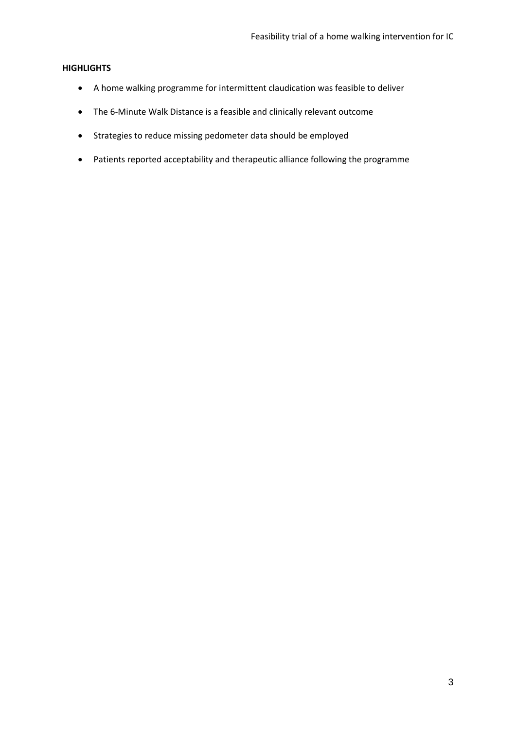**HIGHLIGHTS**

- A home walking programme for intermittent claudication was feasible to deliver
- The 6-Minute Walk Distance is a feasible and clinically relevant outcome
- Strategies to reduce missing pedometer data should be employed
- Patients reported acceptability and therapeutic alliance following the programme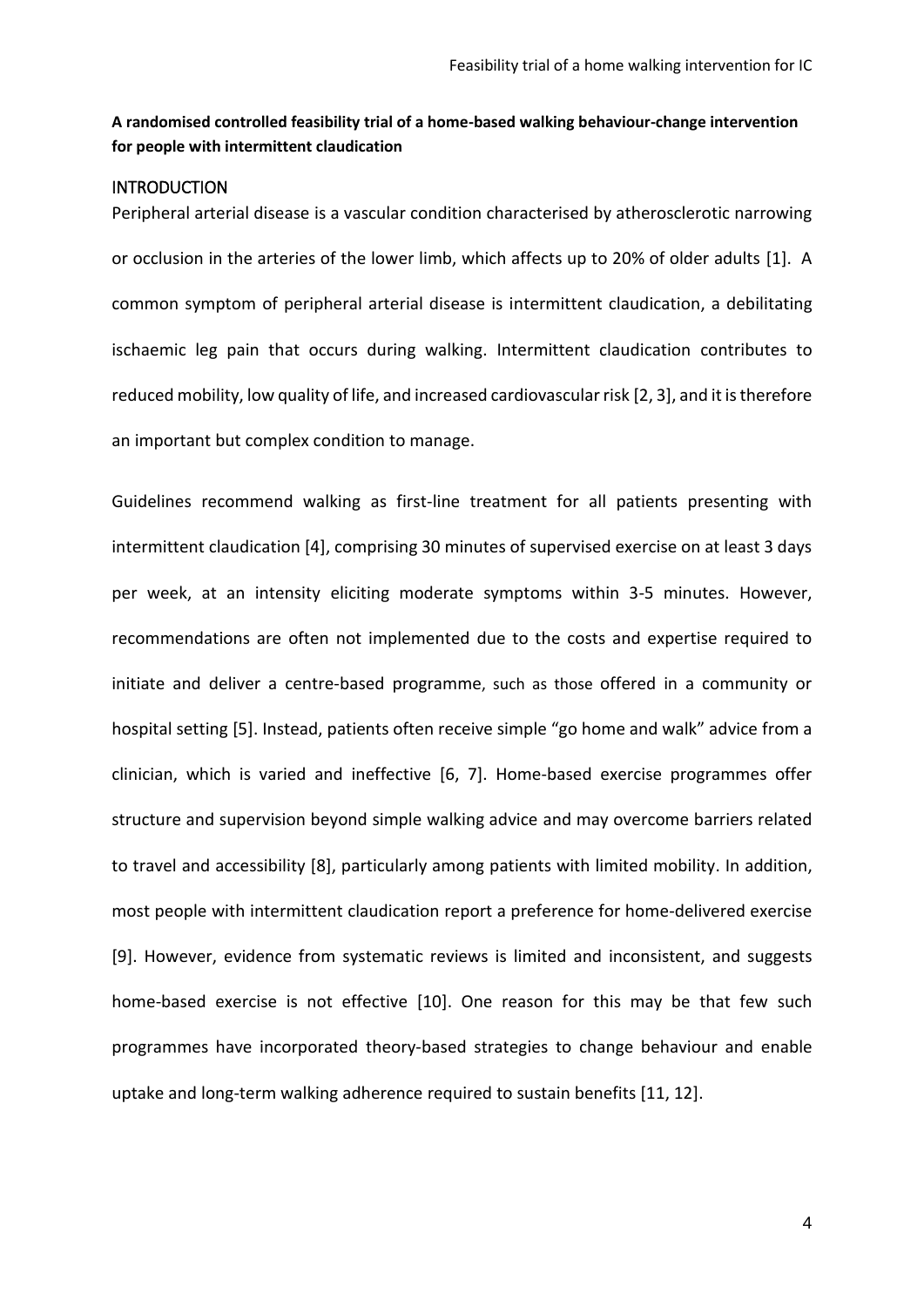**A randomised controlled feasibility trial of a home-based walking behaviour-change intervention for people with intermittent claudication**

## INTRODUCTION

Peripheral arterial disease is a vascular condition characterised by atherosclerotic narrowing or occlusion in the arteries of the lower limb, which affects up to 20% of older adults [1]. A common symptom of peripheral arterial disease is intermittent claudication, a debilitating ischaemic leg pain that occurs during walking. Intermittent claudication contributes to reduced mobility, low quality of life, and increased cardiovascular risk [2, 3], and it is therefore an important but complex condition to manage.

Guidelines recommend walking as first-line treatment for all patients presenting with intermittent claudication [4], comprising 30 minutes of supervised exercise on at least 3 days per week, at an intensity eliciting moderate symptoms within 3-5 minutes. However, recommendations are often not implemented due to the costs and expertise required to initiate and deliver a centre-based programme, such as those offered in a community or hospital setting [5]. Instead, patients often receive simple "go home and walk" advice from a clinician, which is varied and ineffective [6, 7]. Home-based exercise programmes offer structure and supervision beyond simple walking advice and may overcome barriers related to travel and accessibility [8], particularly among patients with limited mobility. In addition, most people with intermittent claudication report a preference for home-delivered exercise [9]. However, evidence from systematic reviews is limited and inconsistent, and suggests home-based exercise is not effective [10]. One reason for this may be that few such programmes have incorporated theory-based strategies to change behaviour and enable uptake and long-term walking adherence required to sustain benefits [11, 12].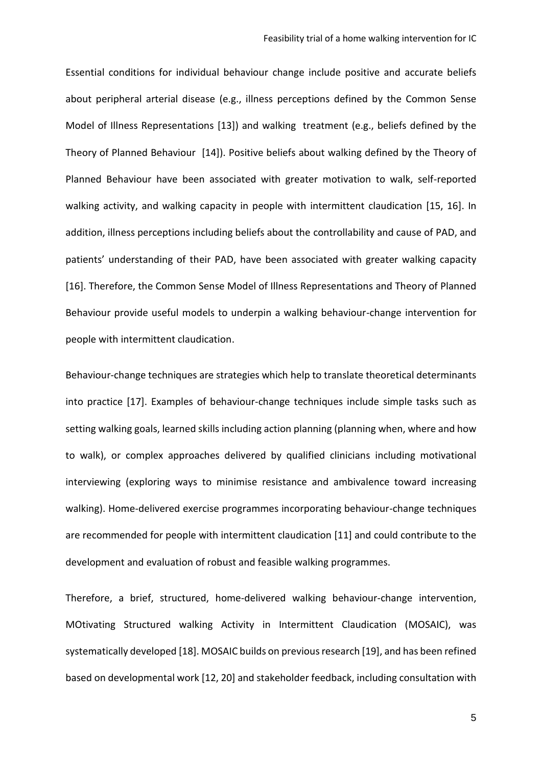Essential conditions for individual behaviour change include positive and accurate beliefs about peripheral arterial disease (e.g., illness perceptions defined by the Common Sense Model of Illness Representations [13]) and walking treatment (e.g., beliefs defined by the Theory of Planned Behaviour [14]). Positive beliefs about walking defined by the Theory of Planned Behaviour have been associated with greater motivation to walk, self-reported walking activity, and walking capacity in people with intermittent claudication [15, 16]. In addition, illness perceptions including beliefs about the controllability and cause of PAD, and patients' understanding of their PAD, have been associated with greater walking capacity [16]. Therefore, the Common Sense Model of Illness Representations and Theory of Planned Behaviour provide useful models to underpin a walking behaviour-change intervention for people with intermittent claudication.

Behaviour-change techniques are strategies which help to translate theoretical determinants into practice [17]. Examples of behaviour-change techniques include simple tasks such as setting walking goals, learned skills including action planning (planning when, where and how to walk), or complex approaches delivered by qualified clinicians including motivational interviewing (exploring ways to minimise resistance and ambivalence toward increasing walking). Home-delivered exercise programmes incorporating behaviour-change techniques are recommended for people with intermittent claudication [11] and could contribute to the development and evaluation of robust and feasible walking programmes.

Therefore, a brief, structured, home-delivered walking behaviour-change intervention, MOtivating Structured walking Activity in Intermittent Claudication (MOSAIC), was systematically developed [18]. MOSAIC builds on previous research [19], and has been refined based on developmental work [12, 20] and stakeholder feedback, including consultation with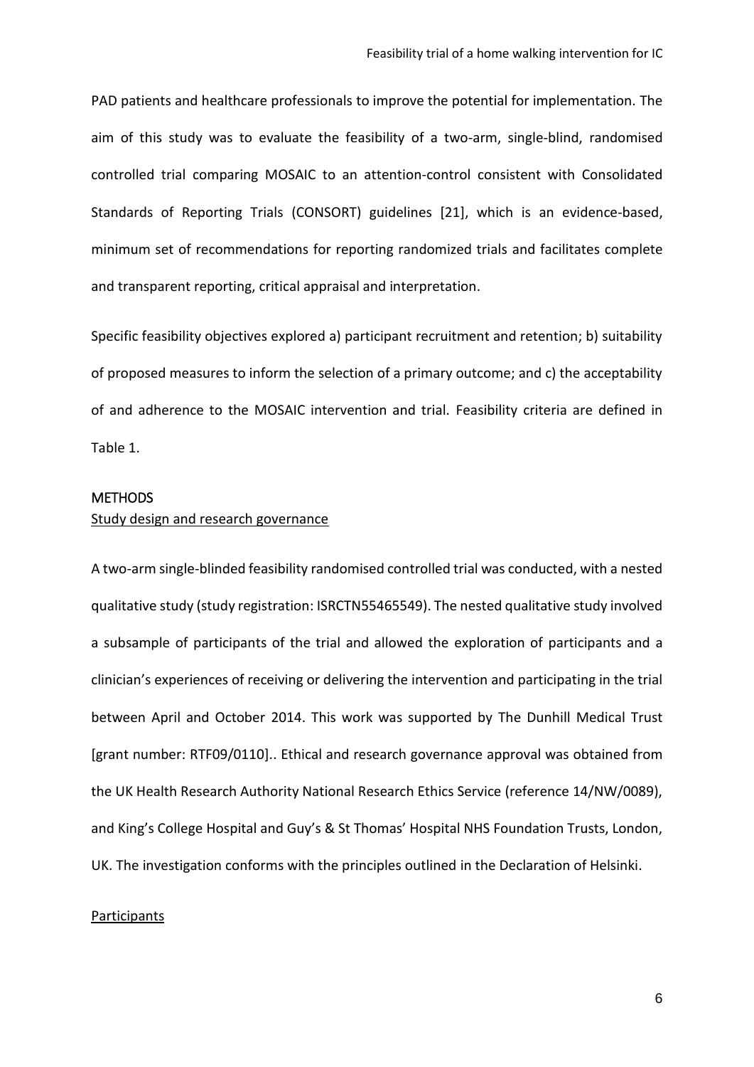PAD patients and healthcare professionals to improve the potential for implementation. The aim of this study was to evaluate the feasibility of a two-arm, single-blind, randomised controlled trial comparing MOSAIC to an attention-control consistent with Consolidated Standards of Reporting Trials (CONSORT) guidelines [21], which is an evidence-based, minimum set of recommendations for reporting randomized trials and facilitates complete and transparent reporting, critical appraisal and interpretation.

Specific feasibility objectives explored a) participant recruitment and retention; b) suitability of proposed measures to inform the selection of a primary outcome; and c) the acceptability of and adherence to the MOSAIC intervention and trial. Feasibility criteria are defined in Table 1.

## METHODS

### Study design and research governance

A two-arm single-blinded feasibility randomised controlled trial was conducted, with a nested qualitative study (study registration: ISRCTN55465549). The nested qualitative study involved a subsample of participants of the trial and allowed the exploration of participants and a clinician's experiences of receiving or delivering the intervention and participating in the trial between April and October 2014. This work was supported by The Dunhill Medical Trust [grant number: RTF09/0110].. Ethical and research governance approval was obtained from the UK Health Research Authority National Research Ethics Service (reference 14/NW/0089), and King's College Hospital and Guy's & St Thomas' Hospital NHS Foundation Trusts, London, UK. The investigation conforms with the principles outlined in the Declaration of Helsinki.

### Participants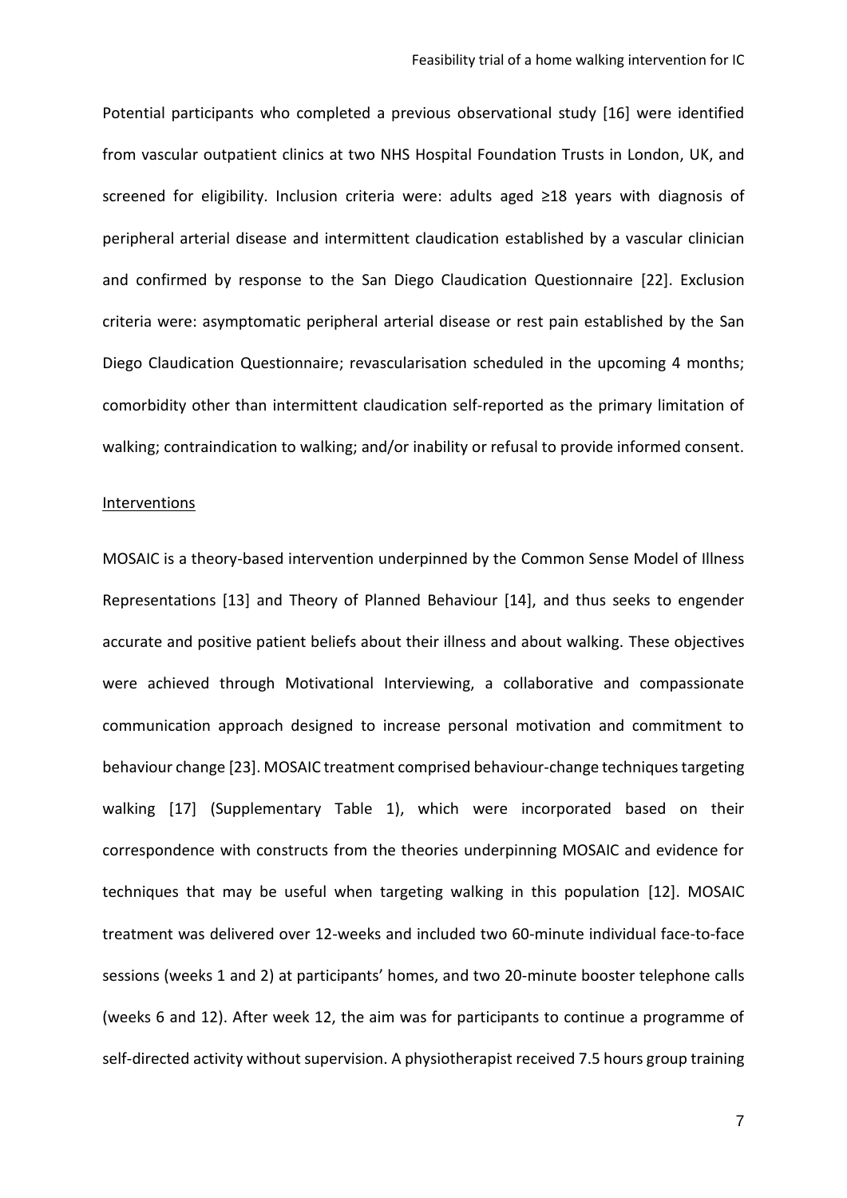Potential participants who completed a previous observational study [16] were identified from vascular outpatient clinics at two NHS Hospital Foundation Trusts in London, UK, and screened for eligibility. Inclusion criteria were: adults aged ≥18 years with diagnosis of peripheral arterial disease and intermittent claudication established by a vascular clinician and confirmed by response to the San Diego Claudication Questionnaire [22]. Exclusion criteria were: asymptomatic peripheral arterial disease or rest pain established by the San Diego Claudication Questionnaire; revascularisation scheduled in the upcoming 4 months; comorbidity other than intermittent claudication self-reported as the primary limitation of walking; contraindication to walking; and/or inability or refusal to provide informed consent.

Interventions

MOSAIC is a theory-based intervention underpinned by the Common Sense Model of Illness Representations [13] and Theory of Planned Behaviour [14], and thus seeks to engender accurate and positive patient beliefs about their illness and about walking. These objectives were achieved through Motivational Interviewing, a collaborative and compassionate communication approach designed to increase personal motivation and commitment to behaviour change [23]. MOSAIC treatment comprised behaviour-change techniques targeting walking [17] (Supplementary Table 1), which were incorporated based on their correspondence with constructs from the theories underpinning MOSAIC and evidence for techniques that may be useful when targeting walking in this population [12]. MOSAIC treatment was delivered over 12-weeks and included two 60-minute individual face-to-face sessions (weeks 1 and 2) at participants' homes, and two 20-minute booster telephone calls (weeks 6 and 12). After week 12, the aim was for participants to continue a programme of self-directed activity without supervision. A physiotherapist received 7.5 hours group training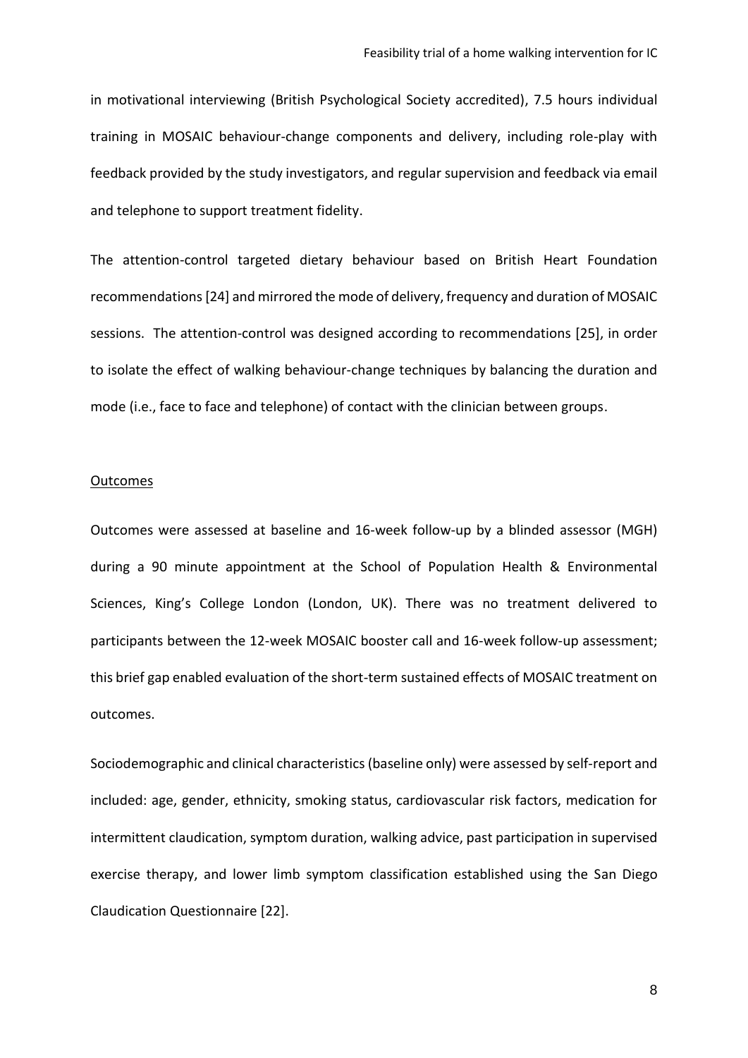in motivational interviewing (British Psychological Society accredited), 7.5 hours individual training in MOSAIC behaviour-change components and delivery, including role-play with feedback provided by the study investigators, and regular supervision and feedback via email and telephone to support treatment fidelity.

The attention-control targeted dietary behaviour based on British Heart Foundation recommendations [24] and mirrored the mode of delivery, frequency and duration of MOSAIC sessions. The attention-control was designed according to recommendations [25], in order to isolate the effect of walking behaviour-change techniques by balancing the duration and mode (i.e., face to face and telephone) of contact with the clinician between groups.

## Outcomes

Outcomes were assessed at baseline and 16-week follow-up by a blinded assessor (MGH) during a 90 minute appointment at the School of Population Health & Environmental Sciences, King's College London (London, UK). There was no treatment delivered to participants between the 12-week MOSAIC booster call and 16-week follow-up assessment; this brief gap enabled evaluation of the short-term sustained effects of MOSAIC treatment on outcomes.

Sociodemographic and clinical characteristics (baseline only) were assessed by self-report and included: age, gender, ethnicity, smoking status, cardiovascular risk factors, medication for intermittent claudication, symptom duration, walking advice, past participation in supervised exercise therapy, and lower limb symptom classification established using the San Diego Claudication Questionnaire [22].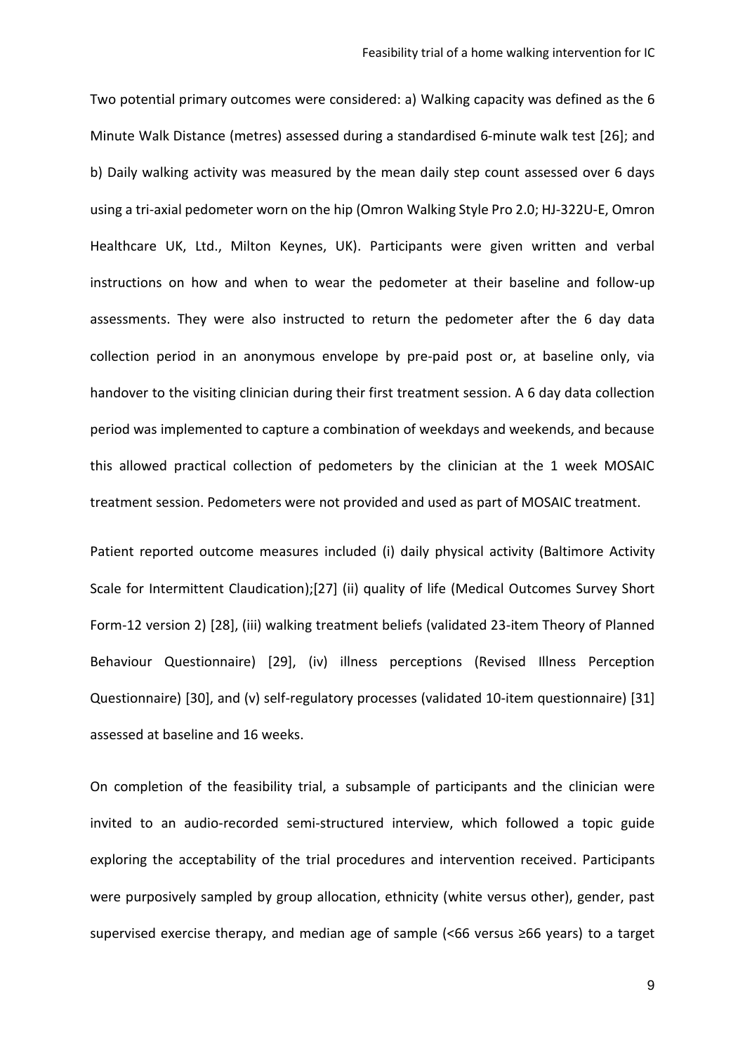Two potential primary outcomes were considered: a) Walking capacity was defined as the 6 Minute Walk Distance (metres) assessed during a standardised 6-minute walk test [26]; and b) Daily walking activity was measured by the mean daily step count assessed over 6 days using a tri-axial pedometer worn on the hip (Omron Walking Style Pro 2.0; HJ-322U-E, Omron Healthcare UK, Ltd., Milton Keynes, UK). Participants were given written and verbal instructions on how and when to wear the pedometer at their baseline and follow-up assessments. They were also instructed to return the pedometer after the 6 day data collection period in an anonymous envelope by pre-paid post or, at baseline only, via handover to the visiting clinician during their first treatment session. A 6 day data collection period was implemented to capture a combination of weekdays and weekends, and because this allowed practical collection of pedometers by the clinician at the 1 week MOSAIC treatment session. Pedometers were not provided and used as part of MOSAIC treatment.

Patient reported outcome measures included (i) daily physical activity (Baltimore Activity Scale for Intermittent Claudication);[27] (ii) quality of life (Medical Outcomes Survey Short Form-12 version 2) [28], (iii) walking treatment beliefs (validated 23-item Theory of Planned Behaviour Questionnaire) [29], (iv) illness perceptions (Revised Illness Perception Questionnaire) [30], and (v) self-regulatory processes (validated 10-item questionnaire) [31] assessed at baseline and 16 weeks.

On completion of the feasibility trial, a subsample of participants and the clinician were invited to an audio-recorded semi-structured interview, which followed a topic guide exploring the acceptability of the trial procedures and intervention received. Participants were purposively sampled by group allocation, ethnicity (white versus other), gender, past supervised exercise therapy, and median age of sample (<66 versus ≥66 years) to a target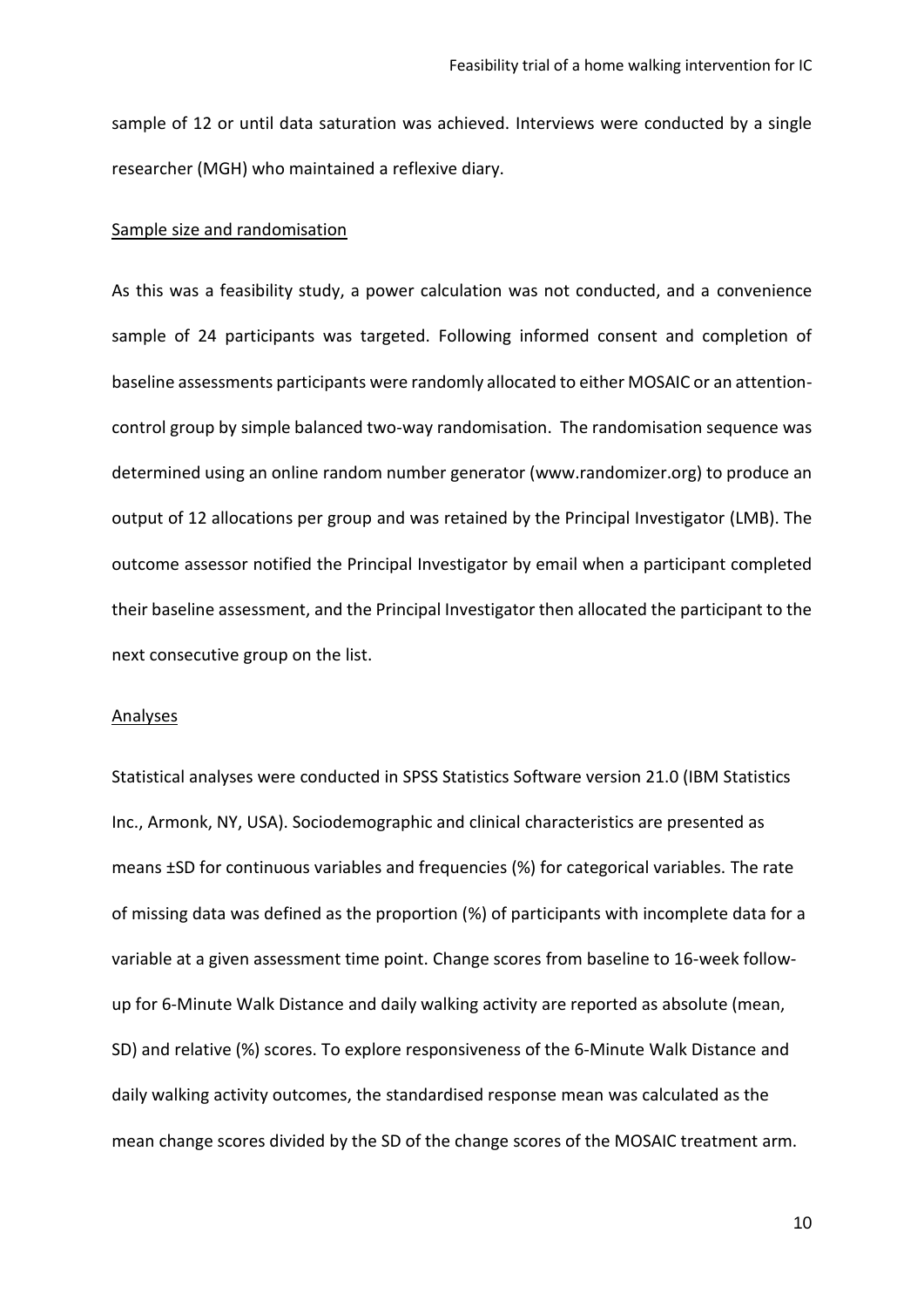sample of 12 or until data saturation was achieved. Interviews were conducted by a single researcher (MGH) who maintained a reflexive diary.

Sample size and randomisation

As this was a feasibility study, a power calculation was not conducted, and a convenience sample of 24 participants was targeted. Following informed consent and completion of baseline assessments participants were randomly allocated to either MOSAIC or an attention-control group by simple balanced two-way randomisation. The randomisation sequence was determined using an online random number generator (www.randomizer.org) to produce an output of 12 allocations per group and was retained by the Principal Investigator (LMB). The outcome assessor notified the Principal Investigator by email when a participant completed their baseline assessment, and the Principal Investigator then allocated the participant to the next consecutive group on the list.

Analyses

Statistical analyses were conducted in SPSS Statistics Software version 21.0 (IBM Statistics Inc., Armonk, NY, USA). Sociodemographic and clinical characteristics are presented as means ±SD for continuous variables and frequencies (%) for categorical variables. The rate of missing data was defined as the proportion (%) of participants with incomplete data for a variable at a given assessment time point. Change scores from baseline to 16-week follow-up for 6-Minute Walk Distance and daily walking activity are reported as absolute (mean, SD) and relative (%) scores. To explore responsiveness of the 6-Minute Walk Distance and daily walking activity outcomes, the standardised response mean was calculated as the mean change scores divided by the SD of the change scores of the MOSAIC treatment arm.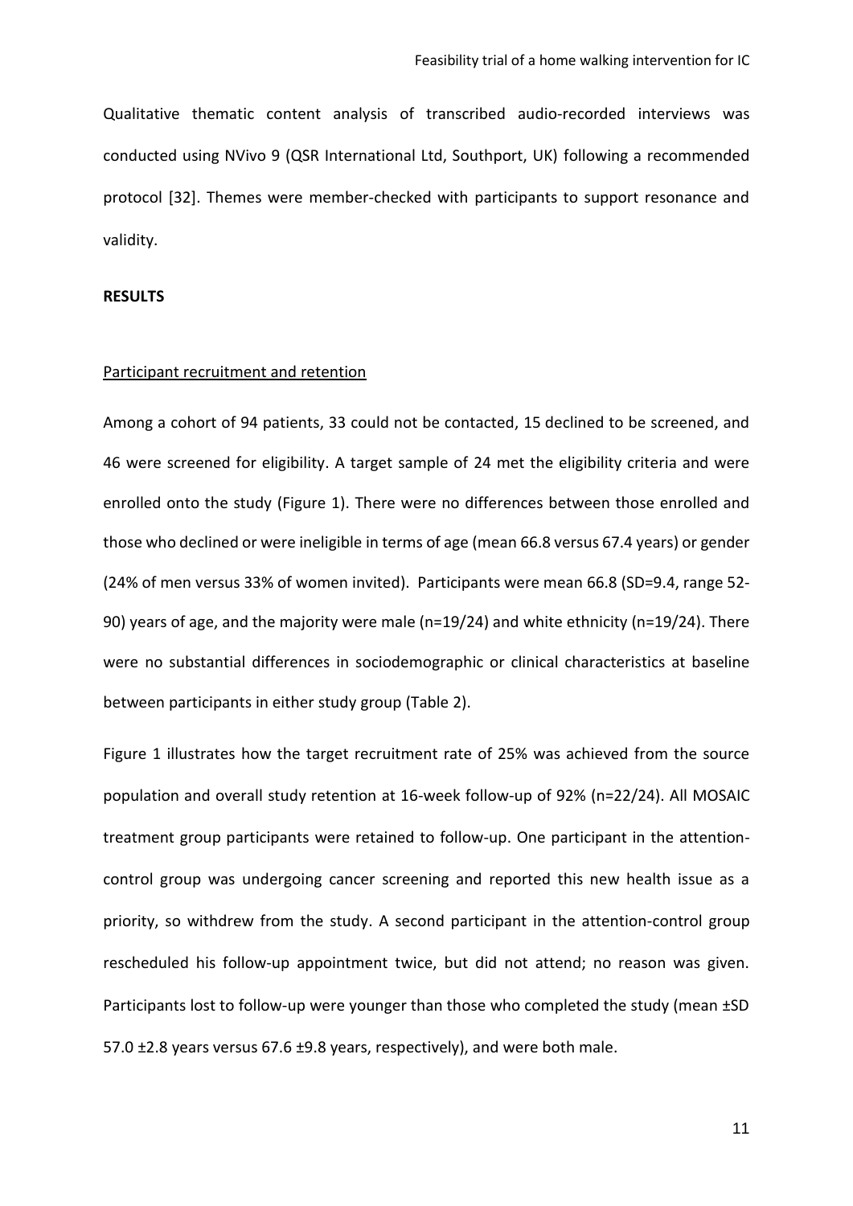Qualitative thematic content analysis of transcribed audio-recorded interviews was conducted using NVivo 9 (QSR International Ltd, Southport, UK) following a recommended protocol [32]. Themes were member-checked with participants to support resonance and validity.

## RESULTS

### Participant recruitment and retention

Among a cohort of 94 patients, 33 could not be contacted, 15 declined to be screened, and 46 were screened for eligibility. A target sample of 24 met the eligibility criteria and were enrolled onto the study (Figure 1). There were no differences between those enrolled and those who declined or were ineligible in terms of age (mean 66.8 versus 67.4 years) or gender (24% of men versus 33% of women invited). Participants were mean 66.8 (SD=9.4, range 52-90) years of age, and the majority were male (n=19/24) and white ethnicity (n=19/24). There were no substantial differences in sociodemographic or clinical characteristics at baseline between participants in either study group (Table 2).

Figure 1 illustrates how the target recruitment rate of 25% was achieved from the source population and overall study retention at 16-week follow-up of 92% (n=22/24). All MOSAIC treatment group participants were retained to follow-up. One participant in the attention-control group was undergoing cancer screening and reported this new health issue as a priority, so withdrew from the study. A second participant in the attention-control group rescheduled his follow-up appointment twice, but did not attend; no reason was given. Participants lost to follow-up were younger than those who completed the study (mean ±SD 57.0 ±2.8 years versus 67.6 ±9.8 years, respectively), and were both male.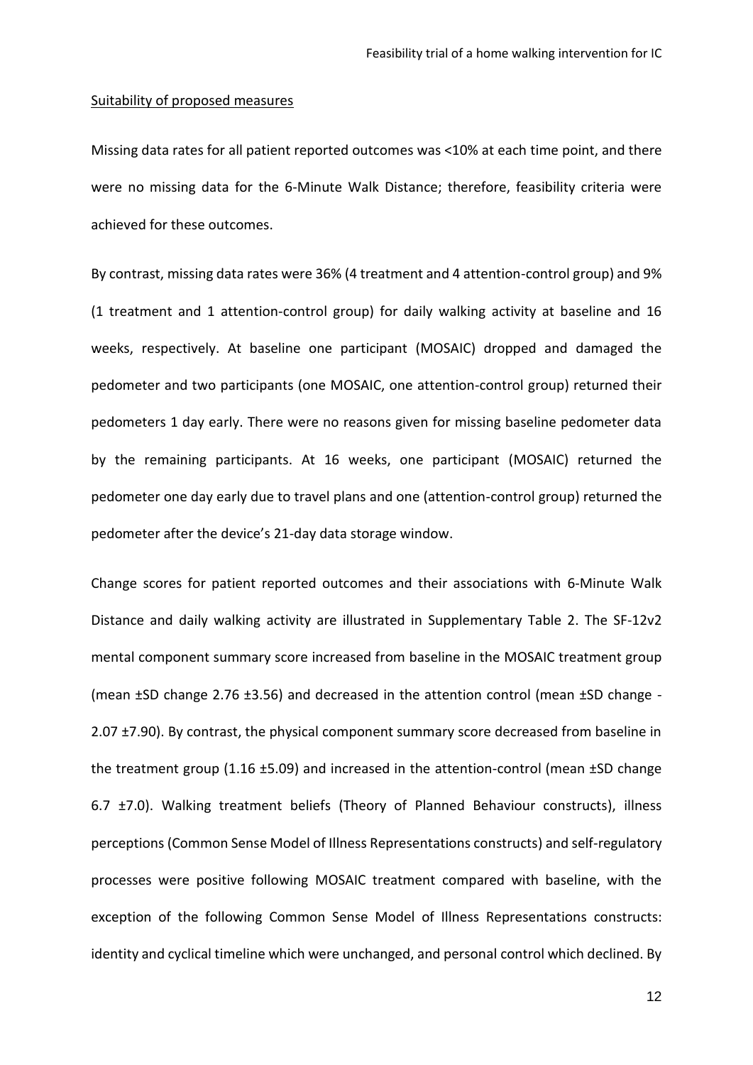Suitability of proposed measures

Missing data rates for all patient reported outcomes was <10% at each time point, and there were no missing data for the 6-Minute Walk Distance; therefore, feasibility criteria were achieved for these outcomes.

By contrast, missing data rates were 36% (4 treatment and 4 attention-control group) and 9% (1 treatment and 1 attention-control group) for daily walking activity at baseline and 16 weeks, respectively. At baseline one participant (MOSAIC) dropped and damaged the pedometer and two participants (one MOSAIC, one attention-control group) returned their pedometers 1 day early. There were no reasons given for missing baseline pedometer data by the remaining participants. At 16 weeks, one participant (MOSAIC) returned the pedometer one day early due to travel plans and one (attention-control group) returned the pedometer after the device's 21-day data storage window.

Change scores for patient reported outcomes and their associations with 6-Minute Walk Distance and daily walking activity are illustrated in Supplementary Table 2. The SF-12v2 mental component summary score increased from baseline in the MOSAIC treatment group (mean ±SD change 2.76 ±3.56) and decreased in the attention control (mean ±SD change -2.07 ±7.90). By contrast, the physical component summary score decreased from baseline in the treatment group (1.16 ±5.09) and increased in the attention-control (mean ±SD change 6.7 ±7.0). Walking treatment beliefs (Theory of Planned Behaviour constructs), illness perceptions (Common Sense Model of Illness Representations constructs) and self-regulatory processes were positive following MOSAIC treatment compared with baseline, with the exception of the following Common Sense Model of Illness Representations constructs: identity and cyclical timeline which were unchanged, and personal control which declined. By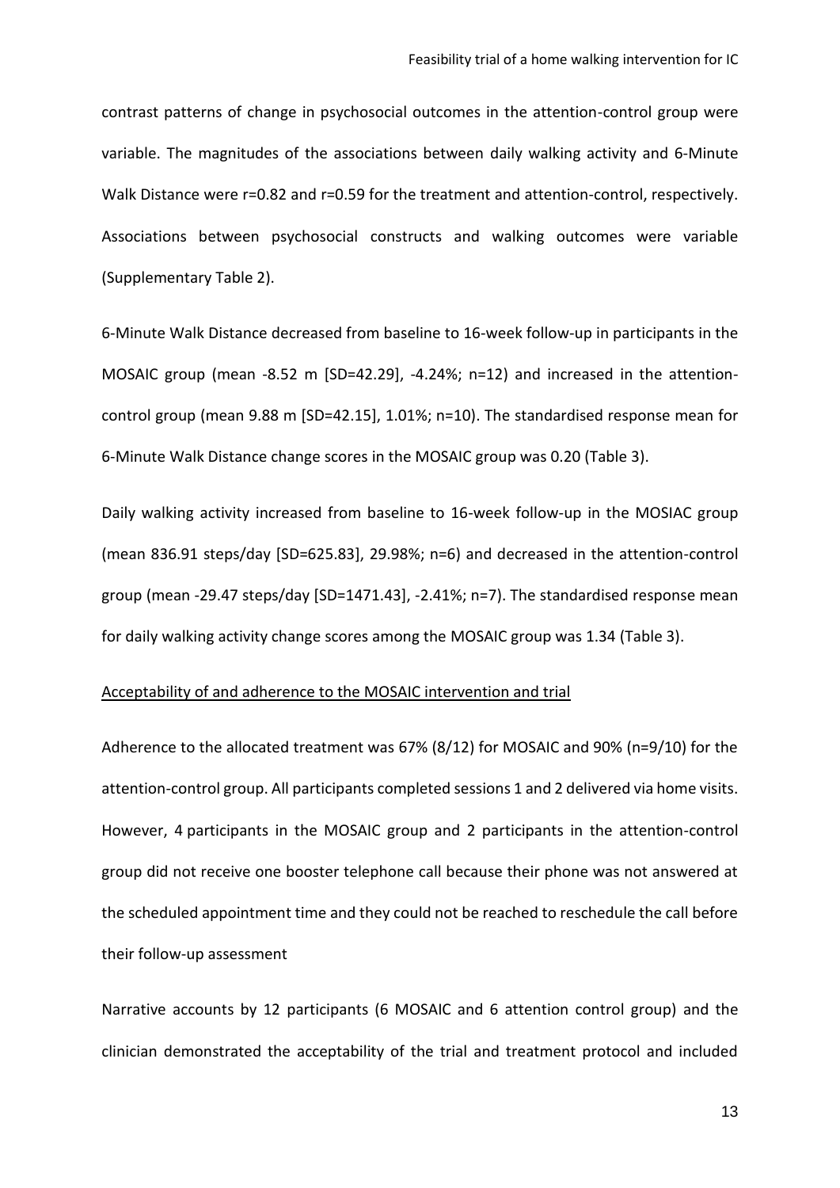contrast patterns of change in psychosocial outcomes in the attention-control group were variable. The magnitudes of the associations between daily walking activity and 6-Minute Walk Distance were r=0.82 and r=0.59 for the treatment and attention-control, respectively. Associations between psychosocial constructs and walking outcomes were variable (Supplementary Table 2).

6-Minute Walk Distance decreased from baseline to 16-week follow-up in participants in the MOSAIC group (mean -8.52 m [SD=42.29], -4.24%; n=12) and increased in the attention-control group (mean 9.88 m [SD=42.15], 1.01%; n=10). The standardised response mean for 6-Minute Walk Distance change scores in the MOSAIC group was 0.20 (Table 3).

Daily walking activity increased from baseline to 16-week follow-up in the MOSIAC group (mean 836.91 steps/day [SD=625.83], 29.98%; n=6) and decreased in the attention-control group (mean -29.47 steps/day [SD=1471.43], -2.41%; n=7). The standardised response mean for daily walking activity change scores among the MOSAIC group was 1.34 (Table 3).

<u>Acceptability of and adherence to the MOSAIC intervention and trial</u>

Adherence to the allocated treatment was 67% (8/12) for MOSAIC and 90% (n=9/10) for the attention-control group. All participants completed sessions 1 and 2 delivered via home visits. However, 4 participants in the MOSAIC group and 2 participants in the attention-control group did not receive one booster telephone call because their phone was not answered at the scheduled appointment time and they could not be reached to reschedule the call before their follow-up assessment

Narrative accounts by 12 participants (6 MOSAIC and 6 attention control group) and the clinician demonstrated the acceptability of the trial and treatment protocol and included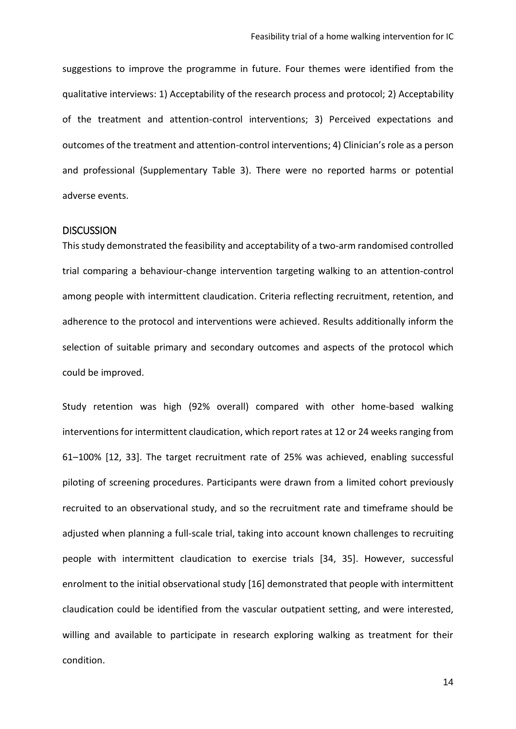suggestions to improve the programme in future. Four themes were identified from the qualitative interviews: 1) Acceptability of the research process and protocol; 2) Acceptability of the treatment and attention-control interventions; 3) Perceived expectations and outcomes of the treatment and attention-control interventions; 4) Clinician's role as a person and professional (Supplementary Table 3). There were no reported harms or potential adverse events.

## DISCUSSION

This study demonstrated the feasibility and acceptability of a two-arm randomised controlled trial comparing a behaviour-change intervention targeting walking to an attention-control among people with intermittent claudication. Criteria reflecting recruitment, retention, and adherence to the protocol and interventions were achieved. Results additionally inform the selection of suitable primary and secondary outcomes and aspects of the protocol which could be improved.

Study retention was high (92% overall) compared with other home-based walking interventions for intermittent claudication, which report rates at 12 or 24 weeks ranging from 61–100% [12, 33]. The target recruitment rate of 25% was achieved, enabling successful piloting of screening procedures. Participants were drawn from a limited cohort previously recruited to an observational study, and so the recruitment rate and timeframe should be adjusted when planning a full-scale trial, taking into account known challenges to recruiting people with intermittent claudication to exercise trials [34, 35]. However, successful enrolment to the initial observational study [16] demonstrated that people with intermittent claudication could be identified from the vascular outpatient setting, and were interested, willing and available to participate in research exploring walking as treatment for their condition.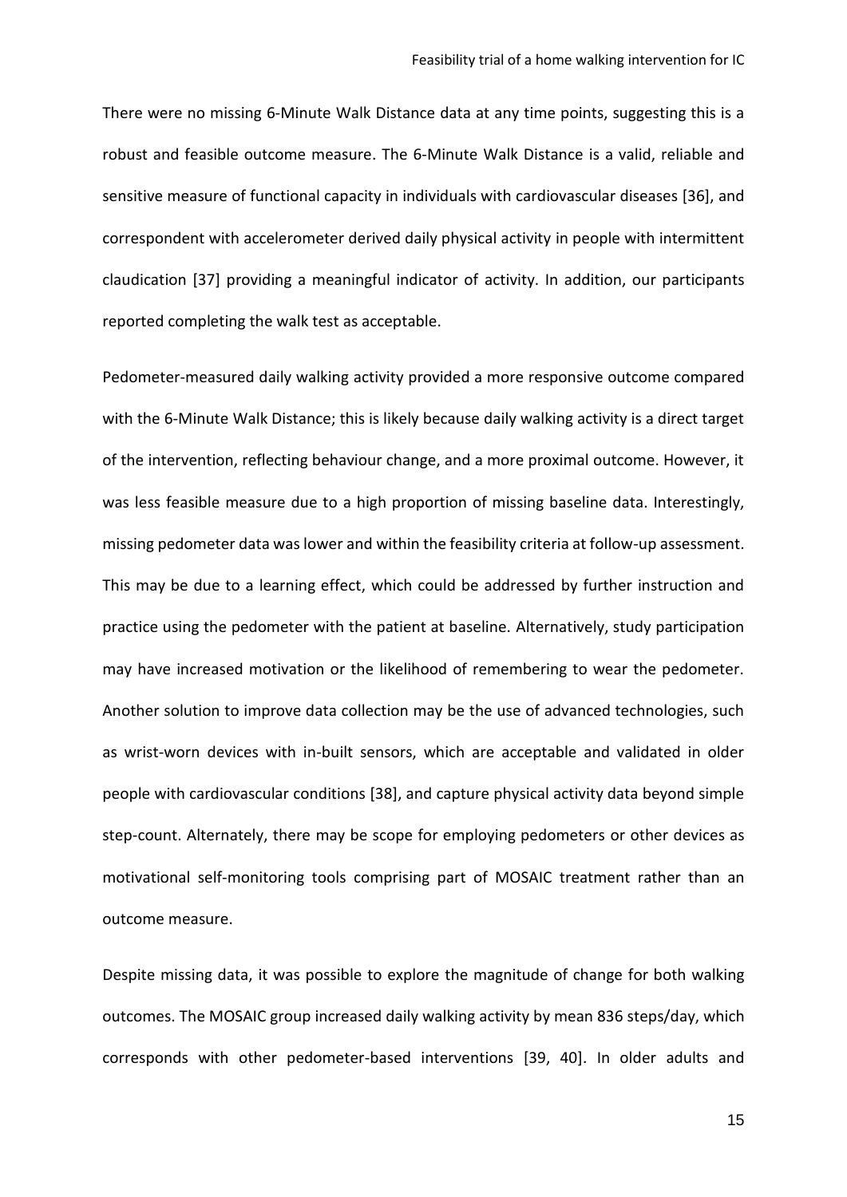There were no missing 6-Minute Walk Distance data at any time points, suggesting this is a robust and feasible outcome measure. The 6-Minute Walk Distance is a valid, reliable and sensitive measure of functional capacity in individuals with cardiovascular diseases [36], and correspondent with accelerometer derived daily physical activity in people with intermittent claudication [37] providing a meaningful indicator of activity. In addition, our participants reported completing the walk test as acceptable.

Pedometer-measured daily walking activity provided a more responsive outcome compared with the 6-Minute Walk Distance; this is likely because daily walking activity is a direct target of the intervention, reflecting behaviour change, and a more proximal outcome. However, it was less feasible measure due to a high proportion of missing baseline data. Interestingly, missing pedometer data was lower and within the feasibility criteria at follow-up assessment. This may be due to a learning effect, which could be addressed by further instruction and practice using the pedometer with the patient at baseline. Alternatively, study participation may have increased motivation or the likelihood of remembering to wear the pedometer. Another solution to improve data collection may be the use of advanced technologies, such as wrist-worn devices with in-built sensors, which are acceptable and validated in older people with cardiovascular conditions [38], and capture physical activity data beyond simple step-count. Alternately, there may be scope for employing pedometers or other devices as motivational self-monitoring tools comprising part of MOSAIC treatment rather than an outcome measure.

Despite missing data, it was possible to explore the magnitude of change for both walking outcomes. The MOSAIC group increased daily walking activity by mean 836 steps/day, which corresponds with other pedometer-based interventions [39, 40]. In older adults and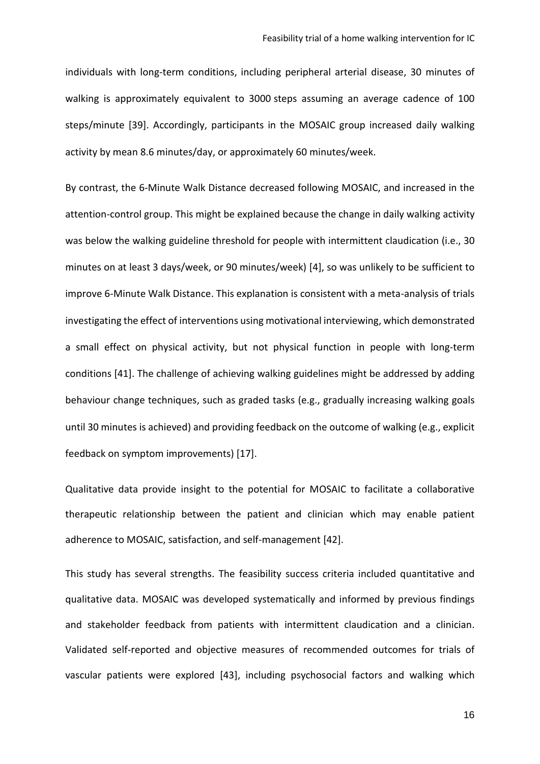individuals with long-term conditions, including peripheral arterial disease, 30 minutes of walking is approximately equivalent to 3000 steps assuming an average cadence of 100 steps/minute [39]. Accordingly, participants in the MOSAIC group increased daily walking activity by mean 8.6 minutes/day, or approximately 60 minutes/week.

By contrast, the 6-Minute Walk Distance decreased following MOSAIC, and increased in the attention-control group. This might be explained because the change in daily walking activity was below the walking guideline threshold for people with intermittent claudication (i.e., 30 minutes on at least 3 days/week, or 90 minutes/week) [4], so was unlikely to be sufficient to improve 6-Minute Walk Distance. This explanation is consistent with a meta-analysis of trials investigating the effect of interventions using motivational interviewing, which demonstrated a small effect on physical activity, but not physical function in people with long-term conditions [41]. The challenge of achieving walking guidelines might be addressed by adding behaviour change techniques, such as graded tasks (e.g., gradually increasing walking goals until 30 minutes is achieved) and providing feedback on the outcome of walking (e.g., explicit feedback on symptom improvements) [17].

Qualitative data provide insight to the potential for MOSAIC to facilitate a collaborative therapeutic relationship between the patient and clinician which may enable patient adherence to MOSAIC, satisfaction, and self-management [42].

This study has several strengths. The feasibility success criteria included quantitative and qualitative data. MOSAIC was developed systematically and informed by previous findings and stakeholder feedback from patients with intermittent claudication and a clinician. Validated self-reported and objective measures of recommended outcomes for trials of vascular patients were explored [43], including psychosocial factors and walking which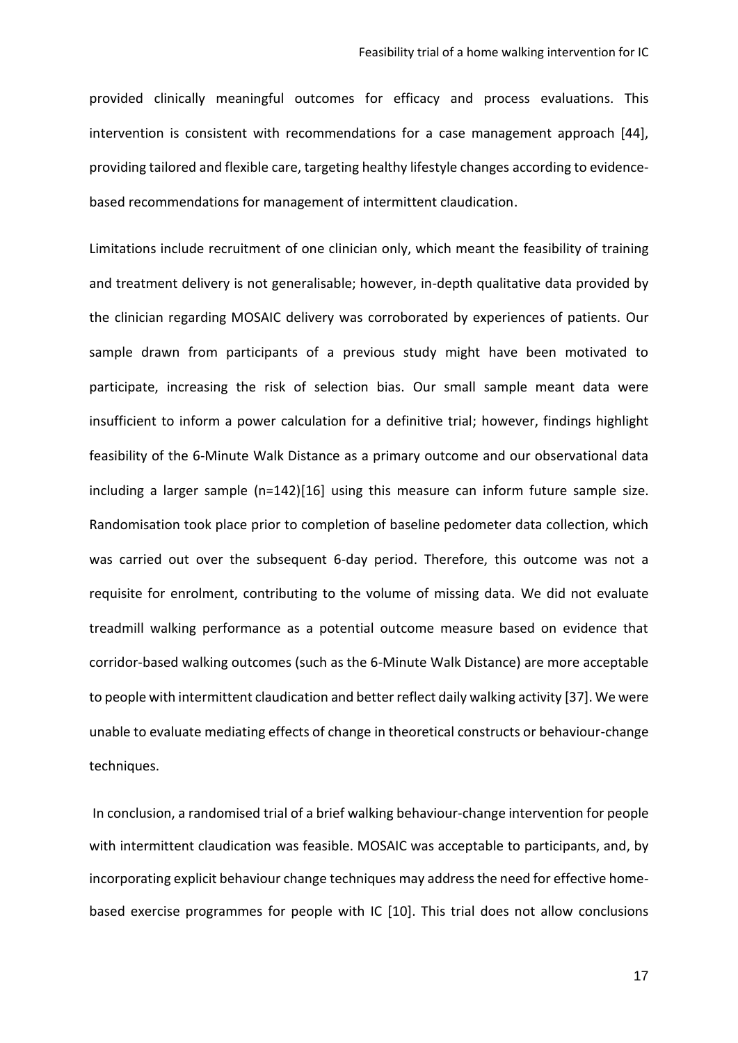provided clinically meaningful outcomes for efficacy and process evaluations. This intervention is consistent with recommendations for a case management approach [44], providing tailored and flexible care, targeting healthy lifestyle changes according to evidence-based recommendations for management of intermittent claudication.

Limitations include recruitment of one clinician only, which meant the feasibility of training and treatment delivery is not generalisable; however, in-depth qualitative data provided by the clinician regarding MOSAIC delivery was corroborated by experiences of patients. Our sample drawn from participants of a previous study might have been motivated to participate, increasing the risk of selection bias. Our small sample meant data were insufficient to inform a power calculation for a definitive trial; however, findings highlight feasibility of the 6-Minute Walk Distance as a primary outcome and our observational data including a larger sample (n=142)[16] using this measure can inform future sample size. Randomisation took place prior to completion of baseline pedometer data collection, which was carried out over the subsequent 6-day period. Therefore, this outcome was not a requisite for enrolment, contributing to the volume of missing data. We did not evaluate treadmill walking performance as a potential outcome measure based on evidence that corridor-based walking outcomes (such as the 6-Minute Walk Distance) are more acceptable to people with intermittent claudication and better reflect daily walking activity [37]. We were unable to evaluate mediating effects of change in theoretical constructs or behaviour-change techniques.

In conclusion, a randomised trial of a brief walking behaviour-change intervention for people with intermittent claudication was feasible. MOSAIC was acceptable to participants, and, by incorporating explicit behaviour change techniques may address the need for effective home-based exercise programmes for people with IC [10]. This trial does not allow conclusions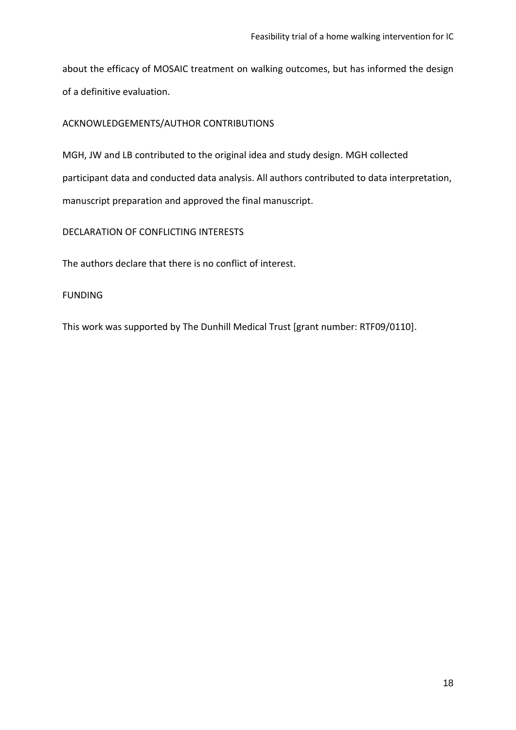about the efficacy of MOSAIC treatment on walking outcomes, but has informed the design of a definitive evaluation.

## ACKNOWLEDGEMENTS/AUTHOR CONTRIBUTIONS

MGH, JW and LB contributed to the original idea and study design. MGH collected participant data and conducted data analysis. All authors contributed to data interpretation, manuscript preparation and approved the final manuscript.

## DECLARATION OF CONFLICTING INTERESTS

The authors declare that there is no conflict of interest.

## FUNDING

This work was supported by The Dunhill Medical Trust [grant number: RTF09/0110].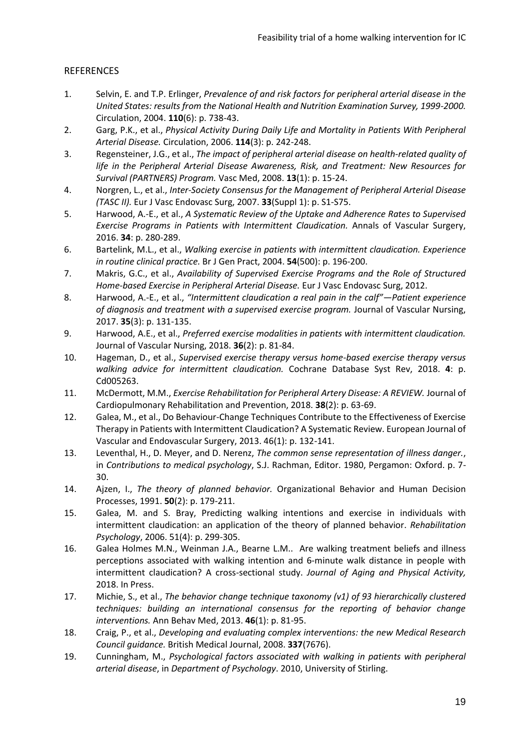## REFERENCES

1. Selvin, E. and T.P. Erlinger, *Prevalence of and risk factors for peripheral arterial disease in the United States: results from the National Health and Nutrition Examination Survey, 1999-2000.* Circulation, 2004. **110**(6): p. 738-43.
2. Garg, P.K., et al., *Physical Activity During Daily Life and Mortality in Patients With Peripheral Arterial Disease.* Circulation, 2006. **114**(3): p. 242-248.
3. Regensteiner, J.G., et al., *The impact of peripheral arterial disease on health-related quality of life in the Peripheral Arterial Disease Awareness, Risk, and Treatment: New Resources for Survival (PARTNERS) Program.* Vasc Med, 2008. **13**(1): p. 15-24.
4. Norgren, L., et al., *Inter-Society Consensus for the Management of Peripheral Arterial Disease (TASC II).* Eur J Vasc Endovasc Surg, 2007. **33**(Suppl 1): p. S1-S75.
5. Harwood, A.-E., et al., *A Systematic Review of the Uptake and Adherence Rates to Supervised Exercise Programs in Patients with Intermittent Claudication.* Annals of Vascular Surgery, 2016. **34**: p. 280-289.
6. Bartelink, M.L., et al., *Walking exercise in patients with intermittent claudication. Experience in routine clinical practice.* Br J Gen Pract, 2004. **54**(500): p. 196-200.
7. Makris, G.C., et al., *Availability of Supervised Exercise Programs and the Role of Structured Home-based Exercise in Peripheral Arterial Disease.* Eur J Vasc Endovasc Surg, 2012.
8. Harwood, A.-E., et al., *"Intermittent claudication a real pain in the calf"—Patient experience of diagnosis and treatment with a supervised exercise program.* Journal of Vascular Nursing, 2017. **35**(3): p. 131-135.
9. Harwood, A.E., et al., *Preferred exercise modalities in patients with intermittent claudication.* Journal of Vascular Nursing, 2018. **36**(2): p. 81-84.
10. Hageman, D., et al., *Supervised exercise therapy versus home-based exercise therapy versus walking advice for intermittent claudication.* Cochrane Database Syst Rev, 2018. **4**: p. Cd005263.
11. McDermott, M.M., *Exercise Rehabilitation for Peripheral Artery Disease: A REVIEW.* Journal of Cardiopulmonary Rehabilitation and Prevention, 2018. **38**(2): p. 63-69.
12. Galea, M., et al., Do Behaviour-Change Techniques Contribute to the Effectiveness of Exercise Therapy in Patients with Intermittent Claudication? A Systematic Review. European Journal of Vascular and Endovascular Surgery, 2013. 46(1): p. 132-141.
13. Leventhal, H., D. Meyer, and D. Nerenz, *The common sense representation of illness danger.*, in *Contributions to medical psychology*, S.J. Rachman, Editor. 1980, Pergamon: Oxford. p. 7-30.
14. Ajzen, I., *The theory of planned behavior.* Organizational Behavior and Human Decision Processes, 1991. **50**(2): p. 179-211.
15. Galea, M. and S. Bray, Predicting walking intentions and exercise in individuals with intermittent claudication: an application of the theory of planned behavior. *Rehabilitation Psychology*, 2006. 51(4): p. 299-305.
16. Galea Holmes M.N., Weinman J.A., Bearne L.M.. Are walking treatment beliefs and illness perceptions associated with walking intention and 6-minute walk distance in people with intermittent claudication? A cross-sectional study. *Journal of Aging and Physical Activity,* 2018. In Press.
17. Michie, S., et al., *The behavior change technique taxonomy (v1) of 93 hierarchically clustered techniques: building an international consensus for the reporting of behavior change interventions.* Ann Behav Med, 2013. **46**(1): p. 81-95.
18. Craig, P., et al., *Developing and evaluating complex interventions: the new Medical Research Council guidance.* British Medical Journal, 2008. **337**(7676).
19. Cunningham, M., *Psychological factors associated with walking in patients with peripheral arterial disease*, in *Department of Psychology*. 2010, University of Stirling.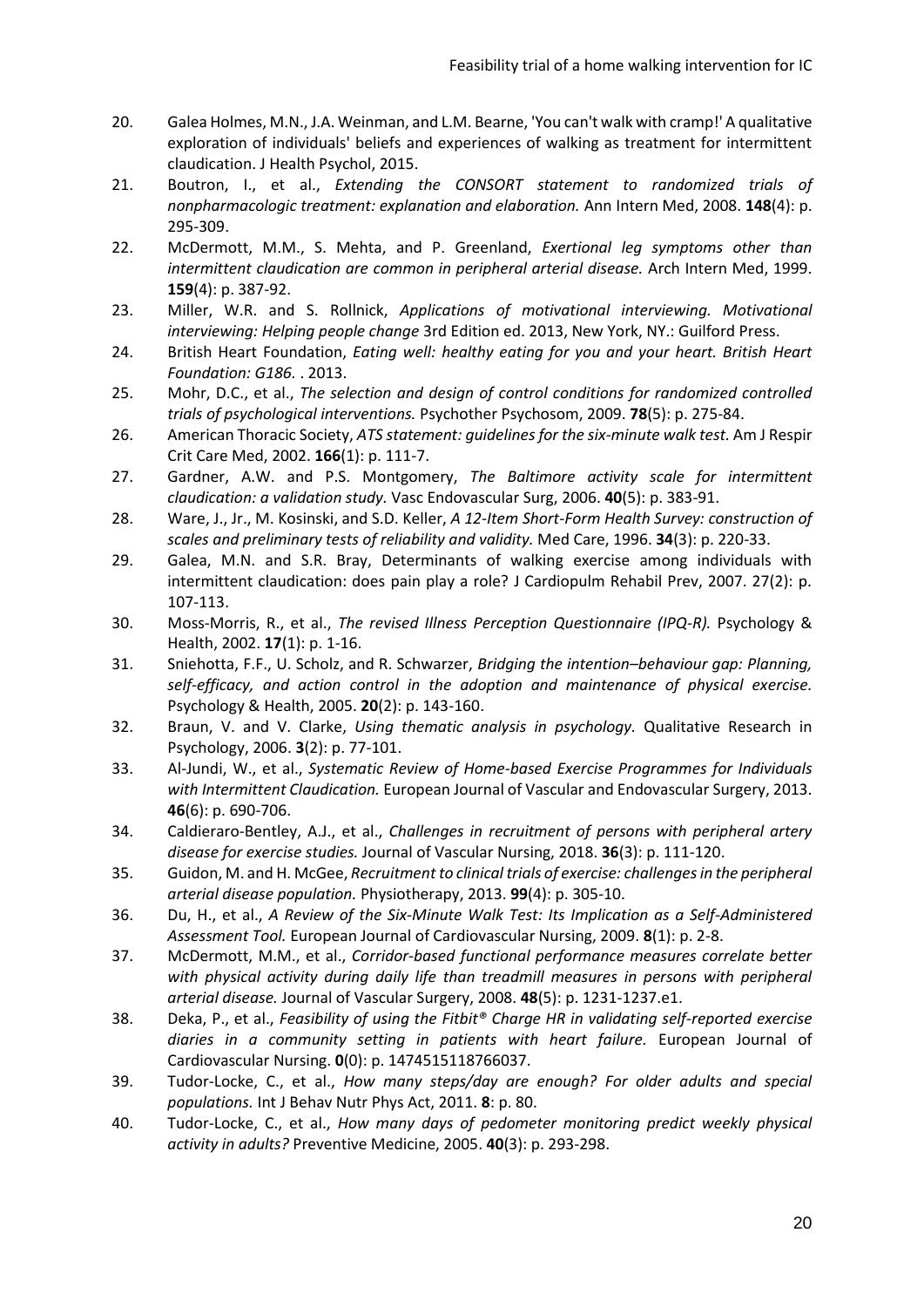20. Galea Holmes, M.N., J.A. Weinman, and L.M. Bearne, 'You can't walk with cramp!' A qualitative exploration of individuals' beliefs and experiences of walking as treatment for intermittent claudication. J Health Psychol, 2015.
21. Boutron, I., et al., *Extending the CONSORT statement to randomized trials of nonpharmacologic treatment: explanation and elaboration.* Ann Intern Med, 2008. **148**(4): p. 295-309.
22. McDermott, M.M., S. Mehta, and P. Greenland, *Exertional leg symptoms other than intermittent claudication are common in peripheral arterial disease.* Arch Intern Med, 1999. **159**(4): p. 387-92.
23. Miller, W.R. and S. Rollnick, *Applications of motivational interviewing. Motivational interviewing: Helping people change* 3rd Edition ed. 2013, New York, NY.: Guilford Press.
24. British Heart Foundation, *Eating well: healthy eating for you and your heart. British Heart Foundation: G186.* . 2013.
25. Mohr, D.C., et al., *The selection and design of control conditions for randomized controlled trials of psychological interventions.* Psychother Psychosom, 2009. **78**(5): p. 275-84.
26. American Thoracic Society, *ATS statement: guidelines for the six-minute walk test.* Am J Respir Crit Care Med, 2002. **166**(1): p. 111-7.
27. Gardner, A.W. and P.S. Montgomery, *The Baltimore activity scale for intermittent claudication: a validation study.* Vasc Endovascular Surg, 2006. **40**(5): p. 383-91.
28. Ware, J., Jr., M. Kosinski, and S.D. Keller, *A 12-Item Short-Form Health Survey: construction of scales and preliminary tests of reliability and validity.* Med Care, 1996. **34**(3): p. 220-33.
29. Galea, M.N. and S.R. Bray, Determinants of walking exercise among individuals with intermittent claudication: does pain play a role? J Cardiopulm Rehabil Prev, 2007. 27(2): p. 107-113.
30. Moss-Morris, R., et al., *The revised Illness Perception Questionnaire (IPQ-R).* Psychology & Health, 2002. **17**(1): p. 1-16.
31. Sniehotta, F.F., U. Scholz, and R. Schwarzer, *Bridging the intention–behaviour gap: Planning, self-efficacy, and action control in the adoption and maintenance of physical exercise.* Psychology & Health, 2005. **20**(2): p. 143-160.
32. Braun, V. and V. Clarke, *Using thematic analysis in psychology.* Qualitative Research in Psychology, 2006. **3**(2): p. 77-101.
33. Al-Jundi, W., et al., *Systematic Review of Home-based Exercise Programmes for Individuals with Intermittent Claudication.* European Journal of Vascular and Endovascular Surgery, 2013. **46**(6): p. 690-706.
34. Caldieraro-Bentley, A.J., et al., *Challenges in recruitment of persons with peripheral artery disease for exercise studies.* Journal of Vascular Nursing, 2018. **36**(3): p. 111-120.
35. Guidon, M. and H. McGee, *Recruitment to clinical trials of exercise: challenges in the peripheral arterial disease population.* Physiotherapy, 2013. **99**(4): p. 305-10.
36. Du, H., et al., *A Review of the Six-Minute Walk Test: Its Implication as a Self-Administered Assessment Tool.* European Journal of Cardiovascular Nursing, 2009. **8**(1): p. 2-8.
37. McDermott, M.M., et al., *Corridor-based functional performance measures correlate better with physical activity during daily life than treadmill measures in persons with peripheral arterial disease.* Journal of Vascular Surgery, 2008. **48**(5): p. 1231-1237.e1.
38. Deka, P., et al., *Feasibility of using the Fitbit® Charge HR in validating self-reported exercise diaries in a community setting in patients with heart failure.* European Journal of Cardiovascular Nursing. **0**(0): p. 1474515118766037.
39. Tudor-Locke, C., et al., *How many steps/day are enough? For older adults and special populations.* Int J Behav Nutr Phys Act, 2011. **8**: p. 80.
40. Tudor-Locke, C., et al., *How many days of pedometer monitoring predict weekly physical activity in adults?* Preventive Medicine, 2005. **40**(3): p. 293-298.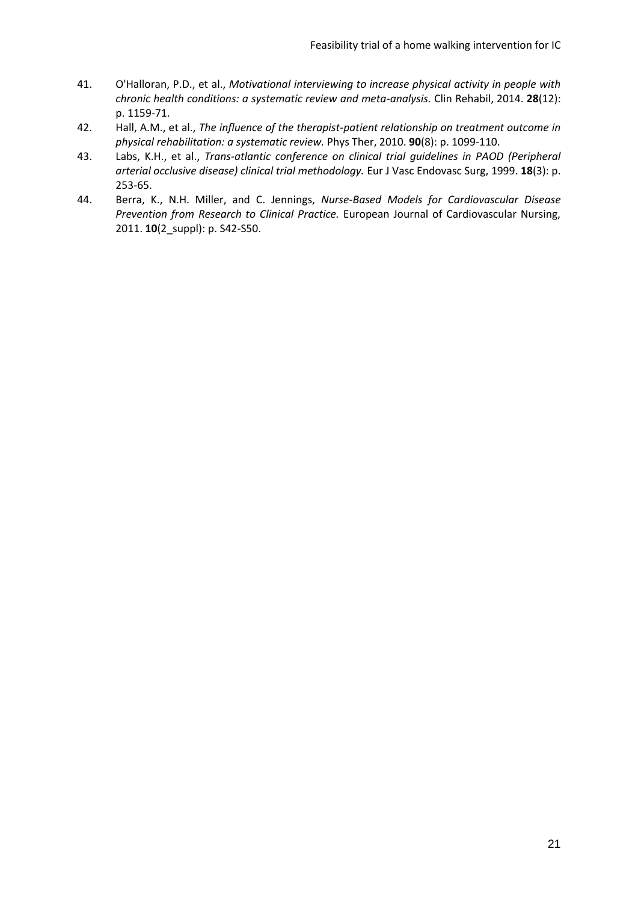41. O'Halloran, P.D., et al., *Motivational interviewing to increase physical activity in people with chronic health conditions: a systematic review and meta-analysis.* Clin Rehabil, 2014. **28**(12): p. 1159-71.
42. Hall, A.M., et al., *The influence of the therapist-patient relationship on treatment outcome in physical rehabilitation: a systematic review.* Phys Ther, 2010. **90**(8): p. 1099-110.
43. Labs, K.H., et al., *Trans-atlantic conference on clinical trial guidelines in PAOD (Peripheral arterial occlusive disease) clinical trial methodology.* Eur J Vasc Endovasc Surg, 1999. **18**(3): p. 253-65.
44. Berra, K., N.H. Miller, and C. Jennings, *Nurse-Based Models for Cardiovascular Disease Prevention from Research to Clinical Practice.* European Journal of Cardiovascular Nursing, 2011. **10**(2_suppl): p. S42-S50.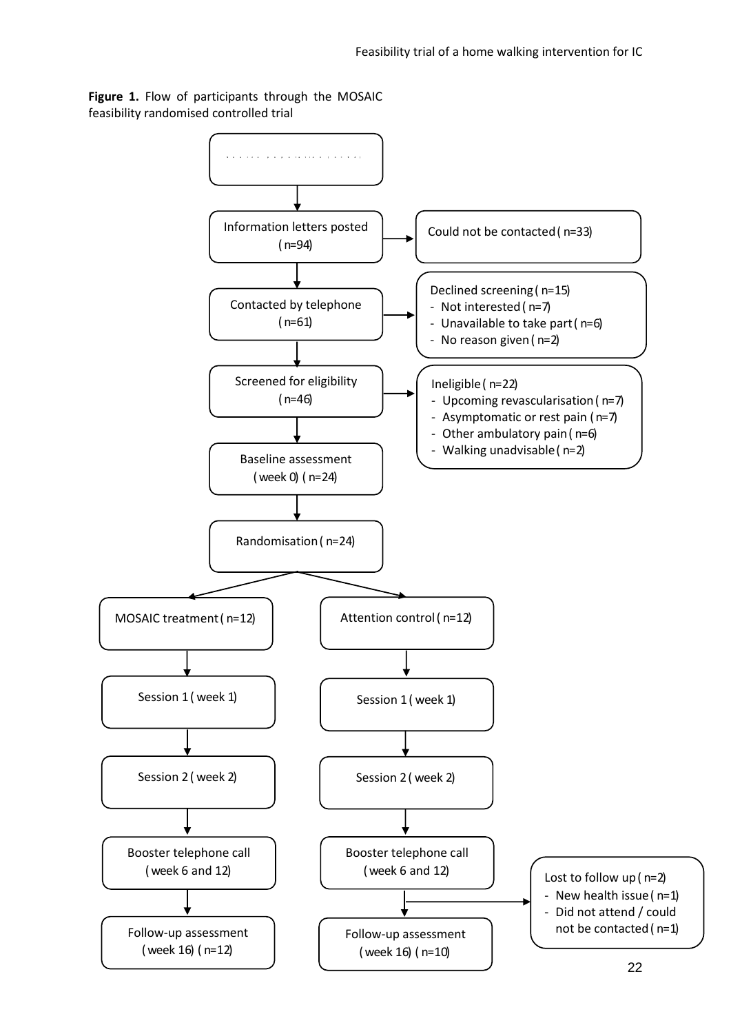**Figure 1.** Flow of participants through the MOSAIC feasibility randomised controlled trial

- Information letters posted (n=94)
  - Could not be contacted (n=33)
- Contacted by telephone (n=61)
  - Declined screening (n=15)
    - Not interested (n=7)
    - Unavailable to take part (n=6)
    - No reason given (n=2)
- Screened for eligibility (n=46)
  - Ineligible (n=22)
    - Upcoming revascularisation (n=7)
    - Asymptomatic or rest pain (n=7)
    - Other ambulatory pain (n=6)
    - Walking unadvisable (n=2)
- Baseline assessment (week 0) (n=24)
- Randomisation (n=24)

**MOSAIC treatment (n=12)**

- Session 1 (week 1)
- Session 2 (week 2)
- Booster telephone call (week 6 and 12)
- Follow-up assessment (week 16) (n=12)

**Attention control (n=12)**

- Session 1 (week 1)
- Session 2 (week 2)
- Booster telephone call (week 6 and 12)
  - Lost to follow up (n=2)
    - New health issue (n=1)
    - Did not attend / could not be contacted (n=1)
- Follow-up assessment (week 16) (n=10)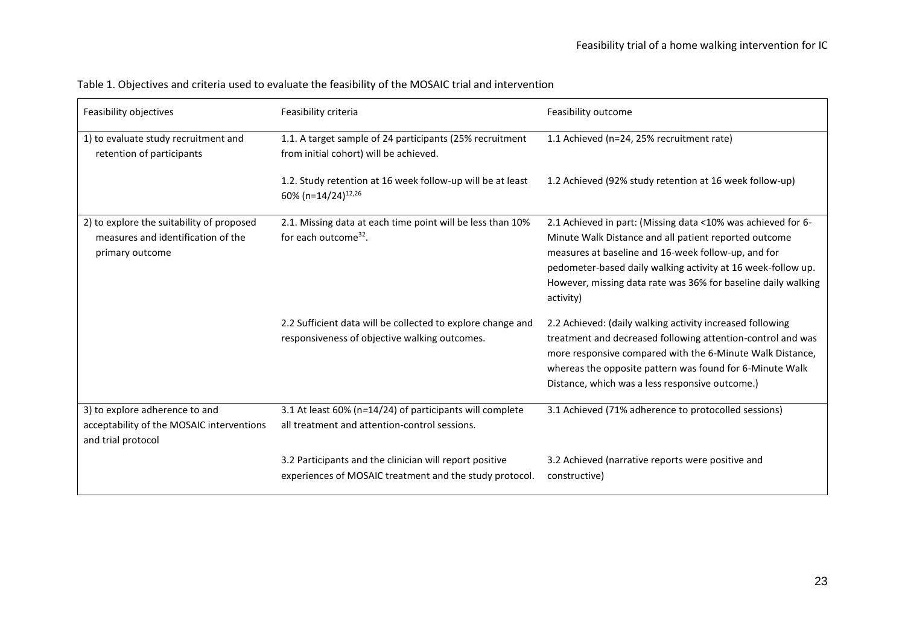Table 1. Objectives and criteria used to evaluate the feasibility of the MOSAIC trial and intervention

| Feasibility objectives | Feasibility criteria | Feasibility outcome |
| --- | --- | --- |
| 1) to evaluate study recruitment and retention of participants | 1.1. A target sample of 24 participants (25% recruitment from initial cohort) will be achieved. | 1.1 Achieved (n=24, 25% recruitment rate) |
| | 1.2. Study retention at 16 week follow-up will be at least 60% (n=14/24)[12,26] | 1.2 Achieved (92% study retention at 16 week follow-up) |
| 2) to explore the suitability of proposed measures and identification of the primary outcome | 2.1. Missing data at each time point will be less than 10% for each outcome[32]. | 2.1 Achieved in part: (Missing data <10% was achieved for 6-Minute Walk Distance and all patient reported outcome measures at baseline and 16-week follow-up, and for pedometer-based daily walking activity at 16 week-follow up. However, missing data rate was 36% for baseline daily walking activity) |
| | 2.2 Sufficient data will be collected to explore change and responsiveness of objective walking outcomes. | 2.2 Achieved: (daily walking activity increased following treatment and decreased following attention-control and was more responsive compared with the 6-Minute Walk Distance, whereas the opposite pattern was found for 6-Minute Walk Distance, which was a less responsive outcome.) |
| 3) to explore adherence to and acceptability of the MOSAIC interventions and trial protocol | 3.1 At least 60% (n=14/24) of participants will complete all treatment and attention-control sessions. | 3.1 Achieved (71% adherence to protocolled sessions) |
| | 3.2 Participants and the clinician will report positive experiences of MOSAIC treatment and the study protocol. | 3.2 Achieved (narrative reports were positive and constructive) |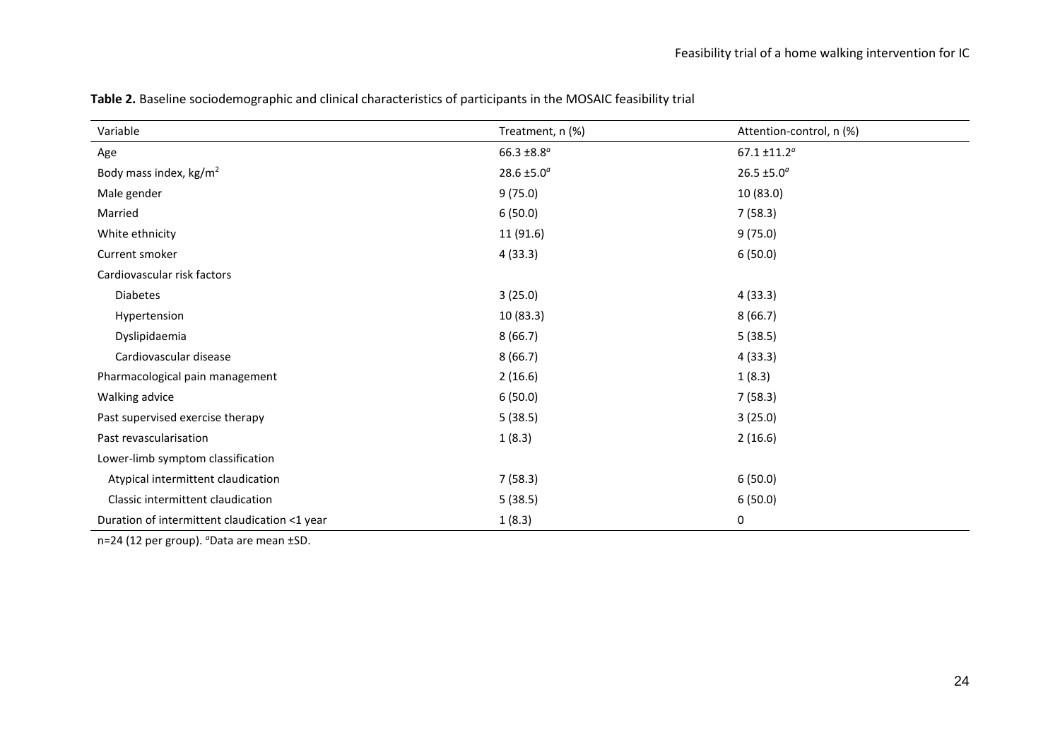**Table 2.** Baseline sociodemographic and clinical characteristics of participants in the MOSAIC feasibility trial

| Variable | Treatment, n (%) | Attention-control, n (%) |
|---|---|---|
| Age | 66.3 ±8.8[a] | 67.1 ±11.2[a] |
| Body mass index, $kg/m^2$ | 28.6 ±5.0[a] | 26.5 ±5.0[a] |
| Male gender | 9 (75.0) | 10 (83.0) |
| Married | 6 (50.0) | 7 (58.3) |
| White ethnicity | 11 (91.6) | 9 (75.0) |
| Current smoker | 4 (33.3) | 6 (50.0) |
| Cardiovascular risk factors | | |
| Diabetes | 3 (25.0) | 4 (33.3) |
| Hypertension | 10 (83.3) | 8 (66.7) |
| Dyslipidaemia | 8 (66.7) | 5 (38.5) |
| Cardiovascular disease | 8 (66.7) | 4 (33.3) |
| Pharmacological pain management | 2 (16.6) | 1 (8.3) |
| Walking advice | 6 (50.0) | 7 (58.3) |
| Past supervised exercise therapy | 5 (38.5) | 3 (25.0) |
| Past revascularisation | 1 (8.3) | 2 (16.6) |
| Lower-limb symptom classification | | |
| Atypical intermittent claudication | 7 (58.3) | 6 (50.0) |
| Classic intermittent claudication | 5 (38.5) | 6 (50.0) |
| Duration of intermittent claudication <1 year | 1 (8.3) | 0 |

n=24 (12 per group). [a]Data are mean ±SD.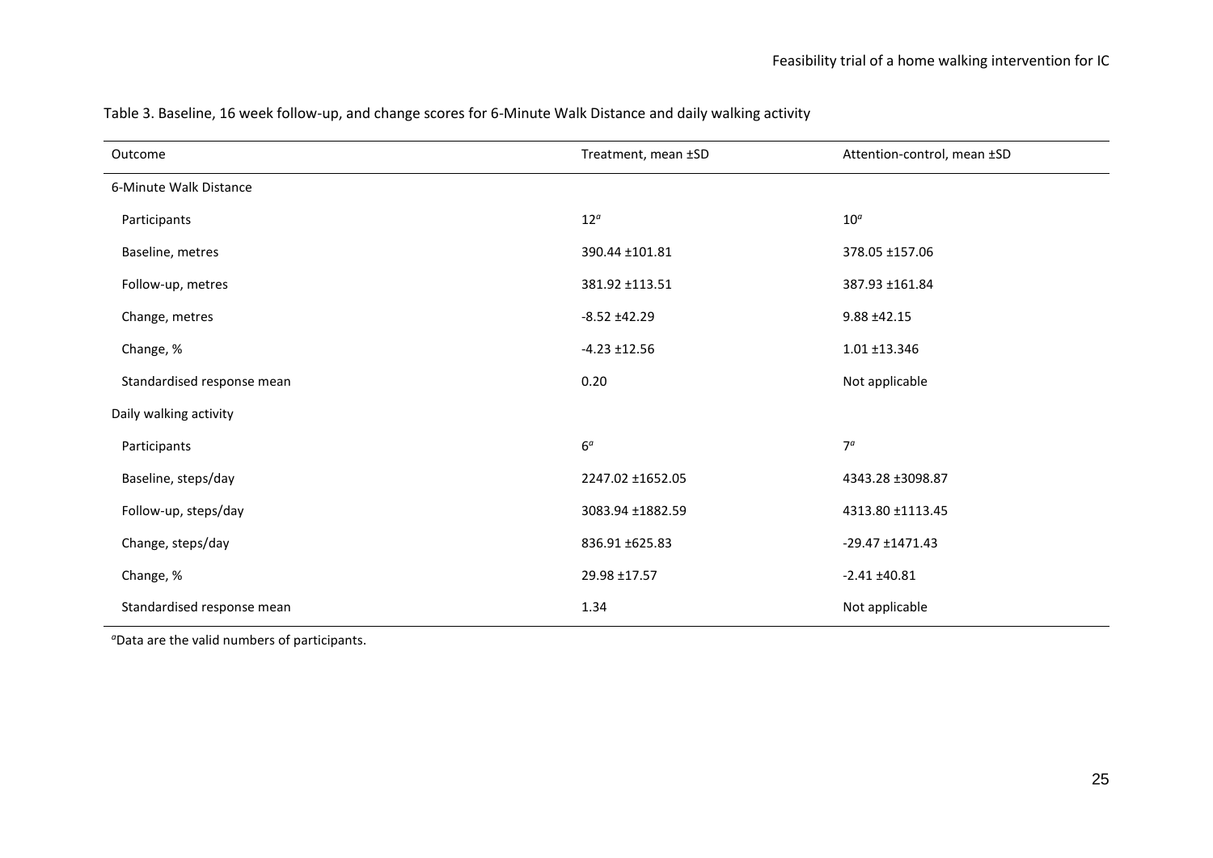Table 3. Baseline, 16 week follow-up, and change scores for 6-Minute Walk Distance and daily walking activity

| Outcome | Treatment, mean ±SD | Attention-control, mean ±SD |
|---|---|---|
| 6-Minute Walk Distance | | |
| Participants | 12[a] | 10[a] |
| Baseline, metres | 390.44 ±101.81 | 378.05 ±157.06 |
| Follow-up, metres | 381.92 ±113.51 | 387.93 ±161.84 |
| Change, metres | -8.52 ±42.29 | 9.88 ±42.15 |
| Change, % | -4.23 ±12.56 | 1.01 ±13.346 |
| Standardised response mean | 0.20 | Not applicable |
| Daily walking activity | | |
| Participants | 6[a] | 7[a] |
| Baseline, steps/day | 2247.02 ±1652.05 | 4343.28 ±3098.87 |
| Follow-up, steps/day | 3083.94 ±1882.59 | 4313.80 ±1113.45 |
| Change, steps/day | 836.91 ±625.83 | -29.47 ±1471.43 |
| Change, % | 29.98 ±17.57 | -2.41 ±40.81 |
| Standardised response mean | 1.34 | Not applicable |

[a]Data are the valid numbers of participants.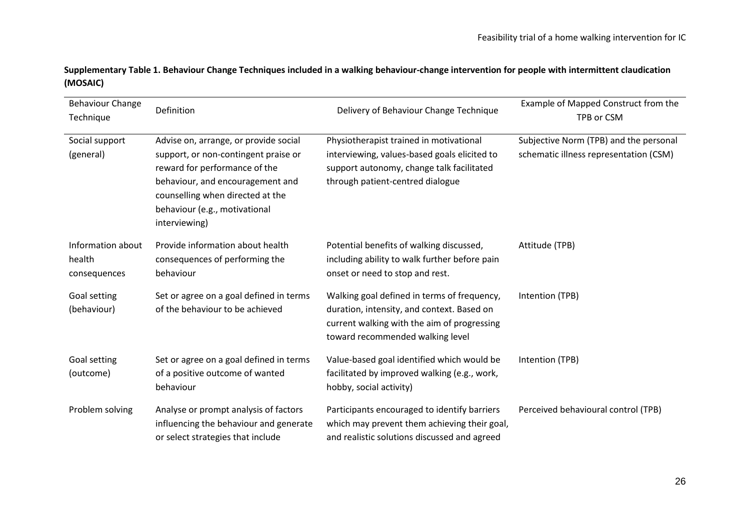**Supplementary Table 1. Behaviour Change Techniques included in a walking behaviour-change intervention for people with intermittent claudication (MOSAIC)**

| Behaviour Change Technique | Definition | Delivery of Behaviour Change Technique | Example of Mapped Construct from the TPB or CSM |
|---|---|---|---|
| Social support (general) | Advise on, arrange, or provide social support, or non-contingent praise or reward for performance of the behaviour, and encouragement and counselling when directed at the behaviour (e.g., motivational interviewing) | Physiotherapist trained in motivational interviewing, values-based goals elicited to support autonomy, change talk facilitated through patient-centred dialogue | Subjective Norm (TPB) and the personal schematic illness representation (CSM) |
| Information about health consequences | Provide information about health consequences of performing the behaviour | Potential benefits of walking discussed, including ability to walk further before pain onset or need to stop and rest. | Attitude (TPB) |
| Goal setting (behaviour) | Set or agree on a goal defined in terms of the behaviour to be achieved | Walking goal defined in terms of frequency, duration, intensity, and context. Based on current walking with the aim of progressing toward recommended walking level | Intention (TPB) |
| Goal setting (outcome) | Set or agree on a goal defined in terms of a positive outcome of wanted behaviour | Value-based goal identified which would be facilitated by improved walking (e.g., work, hobby, social activity) | Intention (TPB) |
| Problem solving | Analyse or prompt analysis of factors influencing the behaviour and generate or select strategies that include | Participants encouraged to identify barriers which may prevent them achieving their goal, and realistic solutions discussed and agreed | Perceived behavioural control (TPB) |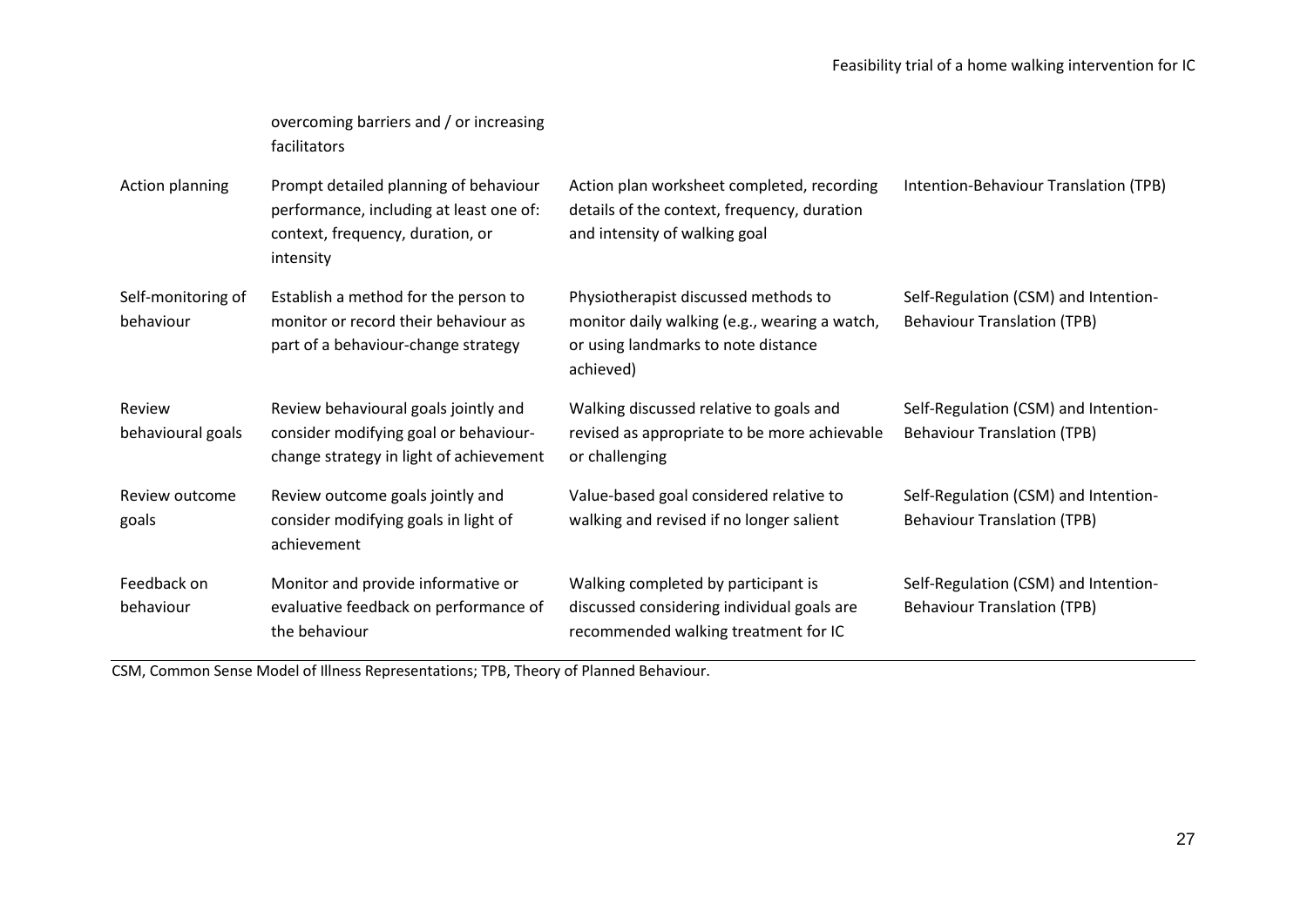| | overcoming barriers and / or increasing facilitators | | |
|---|---|---|---|
| Action planning | Prompt detailed planning of behaviour performance, including at least one of: context, frequency, duration, or intensity | Action plan worksheet completed, recording details of the context, frequency, duration and intensity of walking goal | Intention-Behaviour Translation (TPB) |
| Self-monitoring of behaviour | Establish a method for the person to monitor or record their behaviour as part of a behaviour-change strategy | Physiotherapist discussed methods to monitor daily walking (e.g., wearing a watch, or using landmarks to note distance achieved) | Self-Regulation (CSM) and Intention-Behaviour Translation (TPB) |
| Review behavioural goals | Review behavioural goals jointly and consider modifying goal or behaviour-change strategy in light of achievement | Walking discussed relative to goals and revised as appropriate to be more achievable or challenging | Self-Regulation (CSM) and Intention-Behaviour Translation (TPB) |
| Review outcome goals | Review outcome goals jointly and consider modifying goals in light of achievement | Value-based goal considered relative to walking and revised if no longer salient | Self-Regulation (CSM) and Intention-Behaviour Translation (TPB) |
| Feedback on behaviour | Monitor and provide informative or evaluative feedback on performance of the behaviour | Walking completed by participant is discussed considering individual goals are recommended walking treatment for IC | Self-Regulation (CSM) and Intention-Behaviour Translation (TPB) |

CSM, Common Sense Model of Illness Representations; TPB, Theory of Planned Behaviour.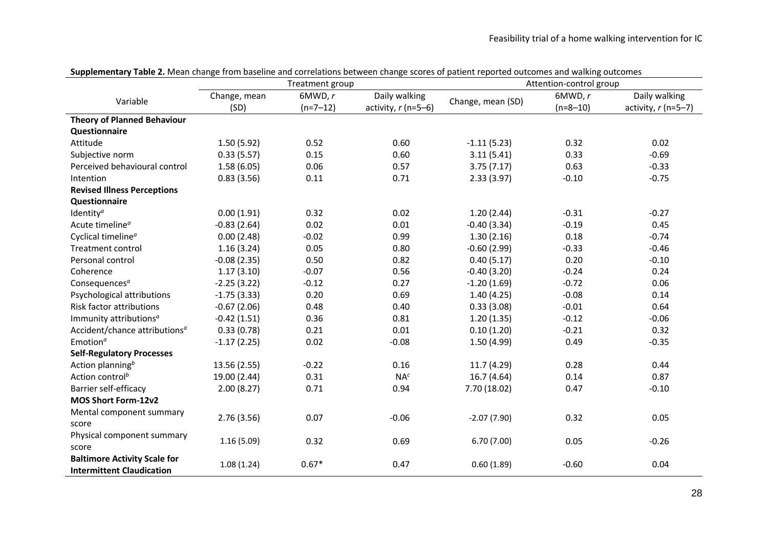**Supplementary Table 2.** Mean change from baseline and correlations between change scores of patient reported outcomes and walking outcomes

| Variable | Treatment group | | | Attention-control group | | |
|---|---|---|---|---|---|---|
| | Change, mean (SD) | 6MWD, *r* (n=7–12) | Daily walking activity, *r* (n=5–6) | Change, mean (SD) | 6MWD, *r* (n=8–10) | Daily walking activity, *r* (n=5–7) |
| **Theory of Planned Behaviour Questionnaire** | | | | | | |
| Attitude | 1.50 (5.92) | 0.52 | 0.60 | -1.11 (5.23) | 0.32 | 0.02 |
| Subjective norm | 0.33 (5.57) | 0.15 | 0.60 | 3.11 (5.41) | 0.33 | -0.69 |
| Perceived behavioural control | 1.58 (6.05) | 0.06 | 0.57 | 3.75 (7.17) | 0.63 | -0.33 |
| Intention | 0.83 (3.56) | 0.11 | 0.71 | 2.33 (3.97) | -0.10 | -0.75 |
| **Revised Illness Perceptions Questionnaire** | | | | | | |
| Identity[a] | 0.00 (1.91) | 0.32 | 0.02 | 1.20 (2.44) | -0.31 | -0.27 |
| Acute timeline[a] | -0.83 (2.64) | 0.02 | 0.01 | -0.40 (3.34) | -0.19 | 0.45 |
| Cyclical timeline[a] | 0.00 (2.48) | -0.02 | 0.99 | 1.30 (2.16) | 0.18 | -0.74 |
| Treatment control | 1.16 (3.24) | 0.05 | 0.80 | -0.60 (2.99) | -0.33 | -0.46 |
| Personal control | -0.08 (2.35) | 0.50 | 0.82 | 0.40 (5.17) | 0.20 | -0.10 |
| Coherence | 1.17 (3.10) | -0.07 | 0.56 | -0.40 (3.20) | -0.24 | 0.24 |
| Consequences[a] | -2.25 (3.22) | -0.12 | 0.27 | -1.20 (1.69) | -0.72 | 0.06 |
| Psychological attributions | -1.75 (3.33) | 0.20 | 0.69 | 1.40 (4.25) | -0.08 | 0.14 |
| Risk factor attributions | -0.67 (2.06) | 0.48 | 0.40 | 0.33 (3.08) | -0.01 | 0.64 |
| Immunity attributions[a] | -0.42 (1.51) | 0.36 | 0.81 | 1.20 (1.35) | -0.12 | -0.06 |
| Accident/chance attributions[a] | 0.33 (0.78) | 0.21 | 0.01 | 0.10 (1.20) | -0.21 | 0.32 |
| Emotion[a] | -1.17 (2.25) | 0.02 | -0.08 | 1.50 (4.99) | 0.49 | -0.35 |
| **Self-Regulatory Processes** | | | | | | |
| Action planning[b] | 13.56 (2.55) | -0.22 | 0.16 | 11.7 (4.29) | 0.28 | 0.44 |
| Action control[b] | 19.00 (2.44) | 0.31 | NA[c] | 16.7 (4.64) | 0.14 | 0.87 |
| Barrier self-efficacy | 2.00 (8.27) | 0.71 | 0.94 | 7.70 (18.02) | 0.47 | -0.10 |
| **MOS Short Form-12v2** | | | | | | |
| Mental component summary score | 2.76 (3.56) | 0.07 | -0.06 | -2.07 (7.90) | 0.32 | 0.05 |
| Physical component summary score | 1.16 (5.09) | 0.32 | 0.69 | 6.70 (7.00) | 0.05 | -0.26 |
| **Baltimore Activity Scale for Intermittent Claudication** | 1.08 (1.24) | 0.67* | 0.47 | 0.60 (1.89) | -0.60 | 0.04 |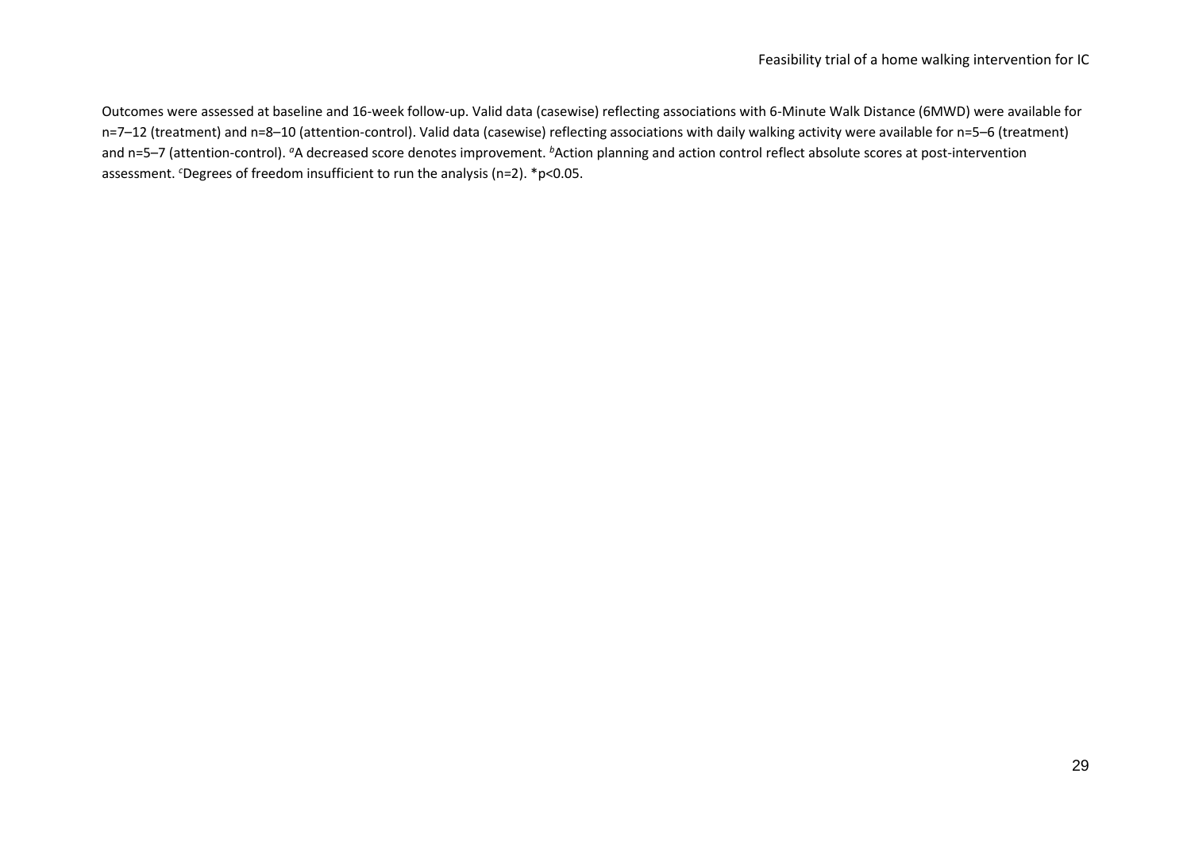Outcomes were assessed at baseline and 16-week follow-up. Valid data (casewise) reflecting associations with 6-Minute Walk Distance (6MWD) were available for n=7–12 (treatment) and n=8–10 (attention-control). Valid data (casewise) reflecting associations with daily walking activity were available for n=5–6 (treatment) and n=5–7 (attention-control). [a]A decreased score denotes improvement. [b]Action planning and action control reflect absolute scores at post-intervention assessment. [c]Degrees of freedom insufficient to run the analysis (n=2). *p<0.05.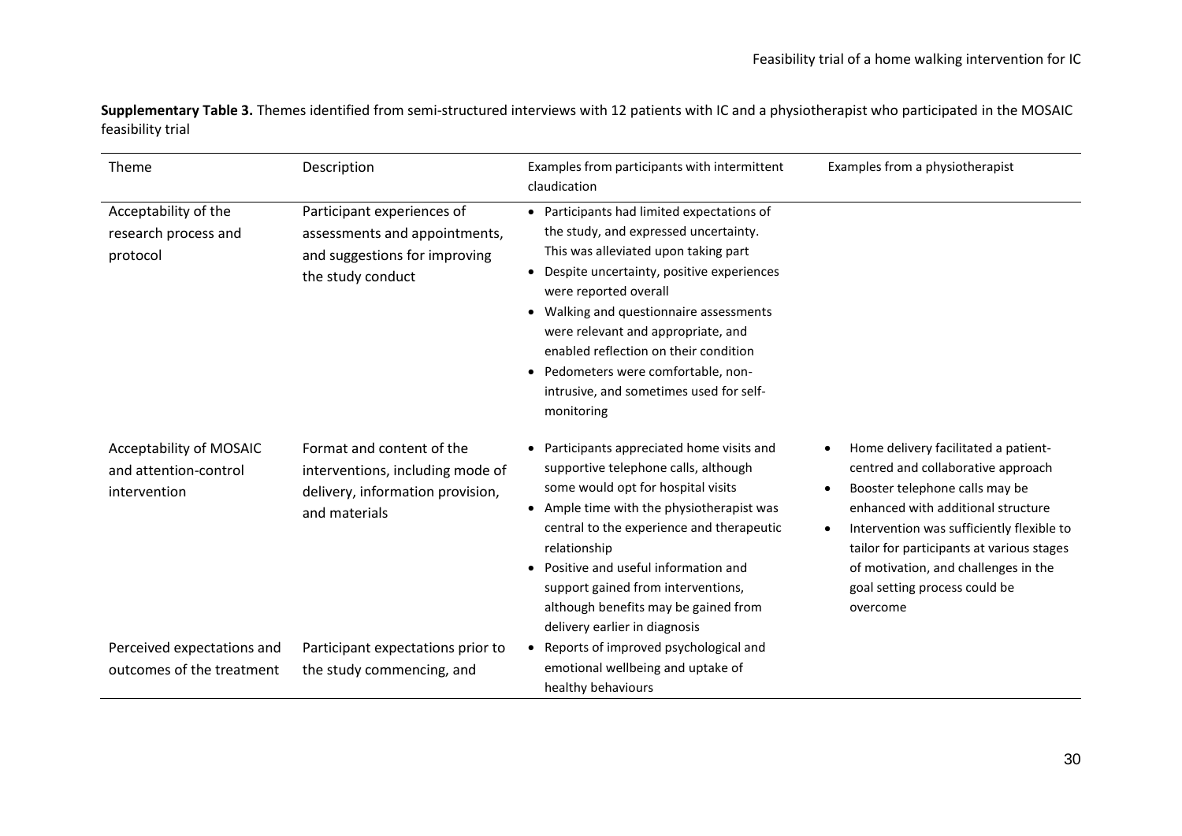**Supplementary Table 3.** Themes identified from semi-structured interviews with 12 patients with IC and a physiotherapist who participated in the MOSAIC feasibility trial

| Theme | Description | Examples from participants with intermittent claudication | Examples from a physiotherapist |
|---|---|---|---|
| Acceptability of the research process and protocol | Participant experiences of assessments and appointments, and suggestions for improving the study conduct | • Participants had limited expectations of the study, and expressed uncertainty. This was alleviated upon taking part<br>• Despite uncertainty, positive experiences were reported overall<br>• Walking and questionnaire assessments were relevant and appropriate, and enabled reflection on their condition<br>• Pedometers were comfortable, non-intrusive, and sometimes used for self-monitoring | |
| Acceptability of MOSAIC and attention-control intervention | Format and content of the interventions, including mode of delivery, information provision, and materials | • Participants appreciated home visits and supportive telephone calls, although some would opt for hospital visits<br>• Ample time with the physiotherapist was central to the experience and therapeutic relationship<br>• Positive and useful information and support gained from interventions, although benefits may be gained from delivery earlier in diagnosis | • Home delivery facilitated a patient-centred and collaborative approach<br>• Booster telephone calls may be enhanced with additional structure<br>• Intervention was sufficiently flexible to tailor for participants at various stages of motivation, and challenges in the goal setting process could be overcome |
| Perceived expectations and outcomes of the treatment | Participant expectations prior to the study commencing, and | • Reports of improved psychological and emotional wellbeing and uptake of healthy behaviours | |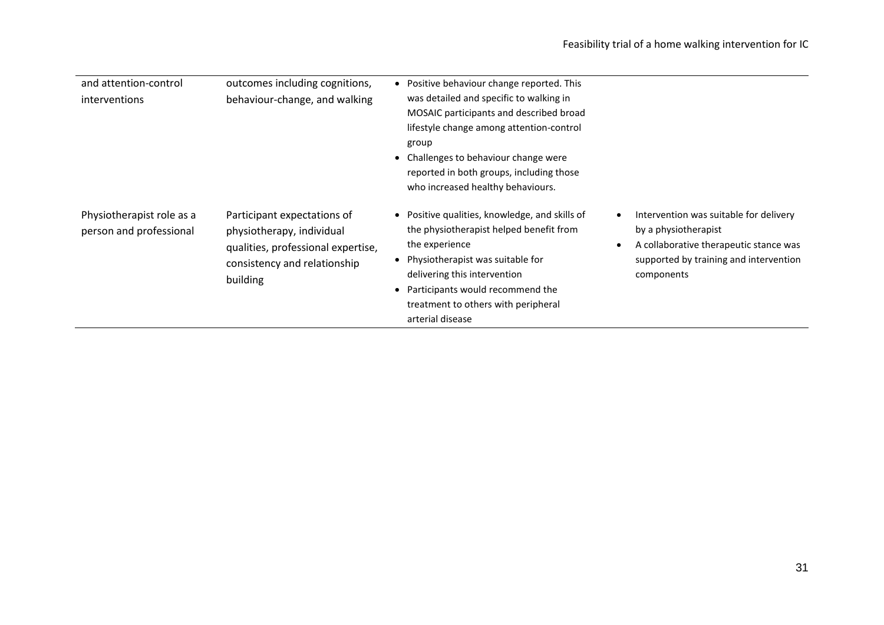| | | | |
|---|---|---|---|
| and attention-control interventions | outcomes including cognitions, behaviour-change, and walking | • Positive behaviour change reported. This was detailed and specific to walking in MOSAIC participants and described broad lifestyle change among attention-control group<br>• Challenges to behaviour change were reported in both groups, including those who increased healthy behaviours. | |
| Physiotherapist role as a person and professional | Participant expectations of physiotherapy, individual qualities, professional expertise, consistency and relationship building | • Positive qualities, knowledge, and skills of the physiotherapist helped benefit from the experience<br>• Physiotherapist was suitable for delivering this intervention<br>• Participants would recommend the treatment to others with peripheral arterial disease | • Intervention was suitable for delivery by a physiotherapist<br>• A collaborative therapeutic stance was supported by training and intervention components |